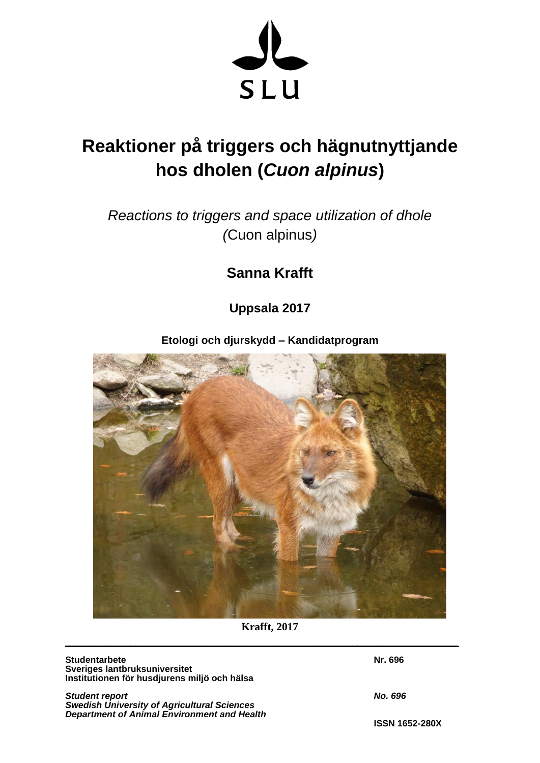SLU

# Reaktioner på triggers och hägnutnyttjande hos dholen (*Cuon alpinus*)

*Reactions to triggers and space utilization of dhole (*Cuon alpinus*)*

**Sanna Krafft**

**Uppsala 2017**

**Etologi och djurskydd – Kandidatprogram**

**Krafft, 2017**

---

**Studentarbete**
**Sveriges lantbruksuniversitet**
**Institutionen för husdjurens miljö och hälsa**

**Nr. 696**

***Student report***
***Swedish University of Agricultural Sciences***
***Department of Animal Environment and Health***

***No. 696***

**ISSN 1652-280X**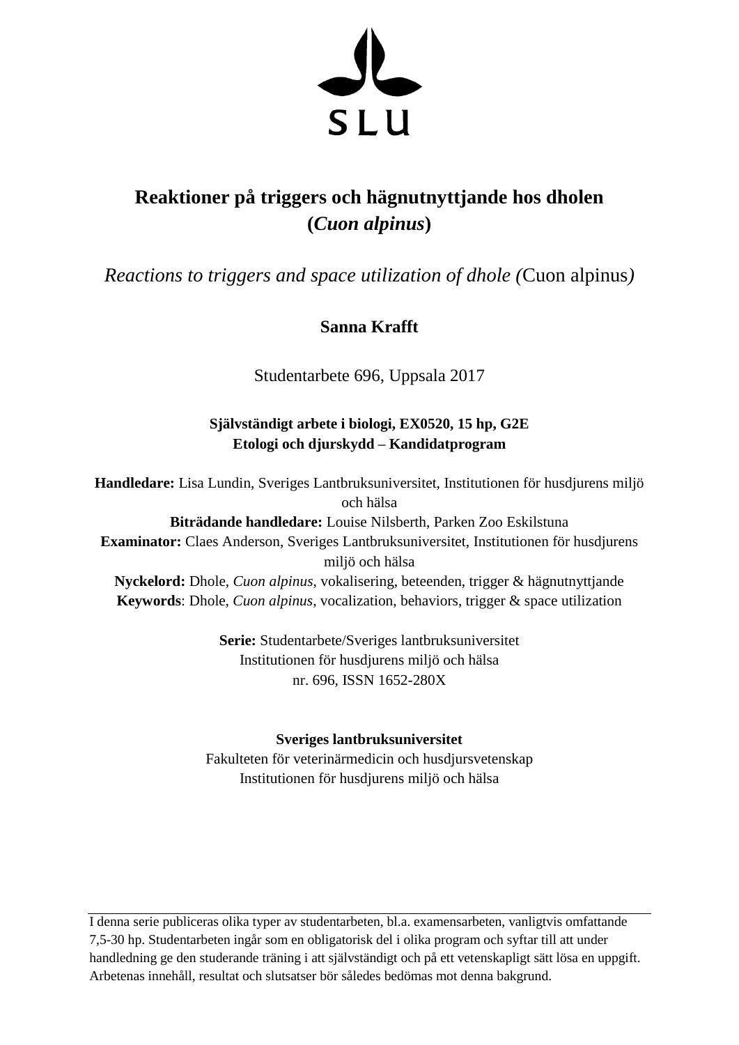SLU

# Reaktioner på triggers och hägnutnyttjande hos dholen (*Cuon alpinus*)

*Reactions to triggers and space utilization of dhole (*Cuon alpinus*)*

**Sanna Krafft**

Studentarbete 696, Uppsala 2017

**Självständigt arbete i biologi, EX0520, 15 hp, G2E**
**Etologi och djurskydd – Kandidatprogram**

**Handledare:** Lisa Lundin, Sveriges Lantbruksuniversitet, Institutionen för husdjurens miljö och hälsa
**Biträdande handledare:** Louise Nilsberth, Parken Zoo Eskilstuna
**Examinator:** Claes Anderson, Sveriges Lantbruksuniversitet, Institutionen för husdjurens miljö och hälsa
**Nyckelord:** Dhole, *Cuon alpinus*, vokalisering, beteenden, trigger & hägnutnyttjande
**Keywords**: Dhole, *Cuon alpinus*, vocalization, behaviors, trigger & space utilization

**Serie:** Studentarbete/Sveriges lantbruksuniversitet
Institutionen för husdjurens miljö och hälsa
nr. 696, ISSN 1652-280X

**Sveriges lantbruksuniversitet**
Fakulteten för veterinärmedicin och husdjursvetenskap
Institutionen för husdjurens miljö och hälsa

---

I denna serie publiceras olika typer av studentarbeten, bl.a. examensarbeten, vanligtvis omfattande 7,5-30 hp. Studentarbeten ingår som en obligatorisk del i olika program och syftar till att under handledning ge den studerande träning i att självständigt och på ett vetenskapligt sätt lösa en uppgift. Arbetenas innehåll, resultat och slutsatser bör således bedömas mot denna bakgrund.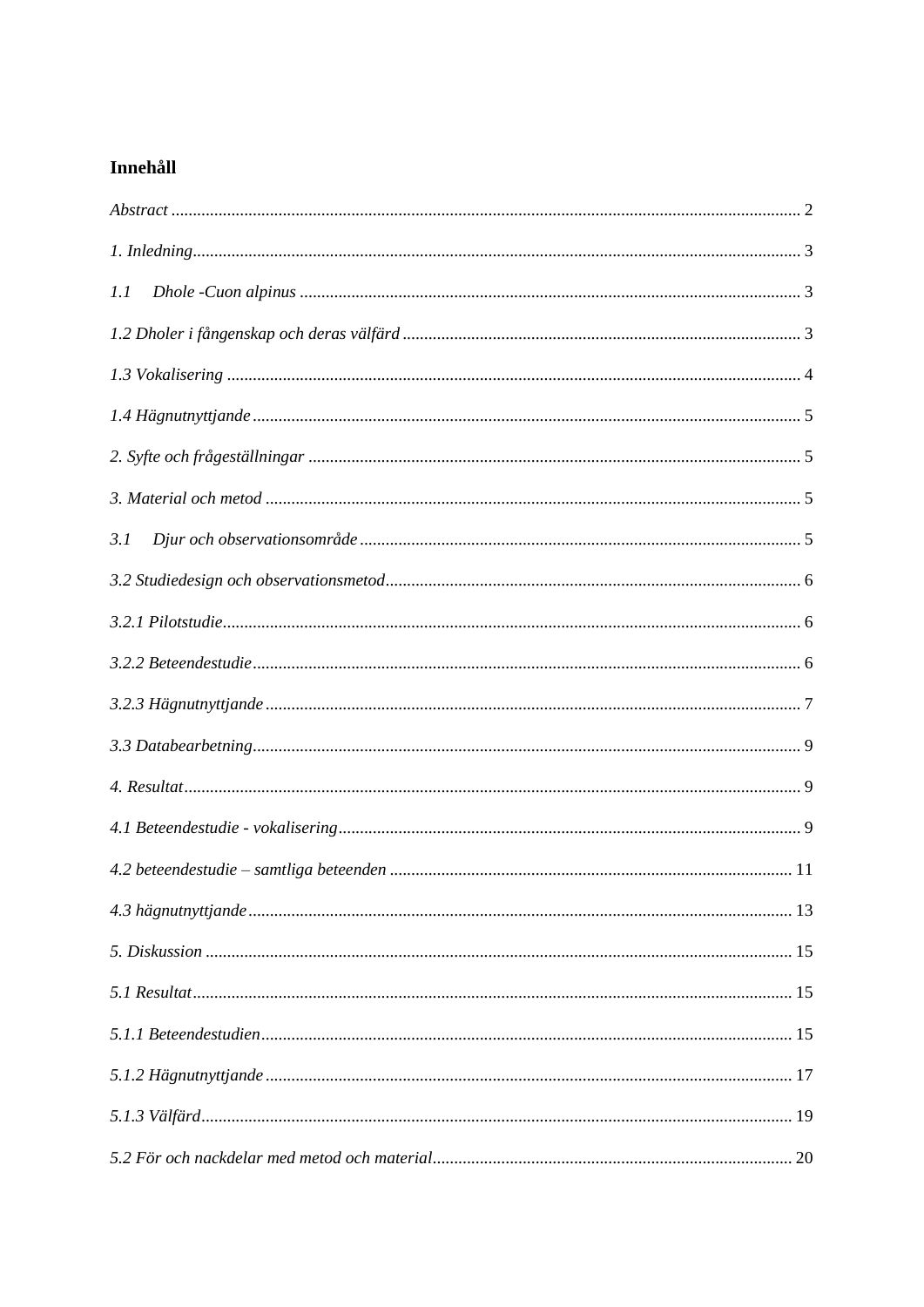## Innehåll

*Abstract* ..... 2

*1. Inledning* ..... 3

*1.1 Dhole -Cuon alpinus* ..... 3

*1.2 Dholer i fångenskap och deras välfärd* ..... 3

*1.3 Vokalisering* ..... 4

*1.4 Hägnutnyttjande* ..... 5

*2. Syfte och frågeställningar* ..... 5

*3. Material och metod* ..... 5

*3.1 Djur och observationsområde* ..... 5

*3.2 Studiedesign och observationsmetod* ..... 6

*3.2.1 Pilotstudie* ..... 6

*3.2.2 Beteendestudie* ..... 6

*3.2.3 Hägnutnyttjande* ..... 7

*3.3 Databearbetning* ..... 9

*4. Resultat* ..... 9

*4.1 Beteendestudie - vokalisering* ..... 9

*4.2 beteendestudie – samtliga beteenden* ..... 11

*4.3 hägnutnyttjande* ..... 13

*5. Diskussion* ..... 15

*5.1 Resultat* ..... 15

*5.1.1 Beteendestudien* ..... 15

*5.1.2 Hägnutnyttjande* ..... 17

*5.1.3 Välfärd* ..... 19

*5.2 För och nackdelar med metod och material* ..... 20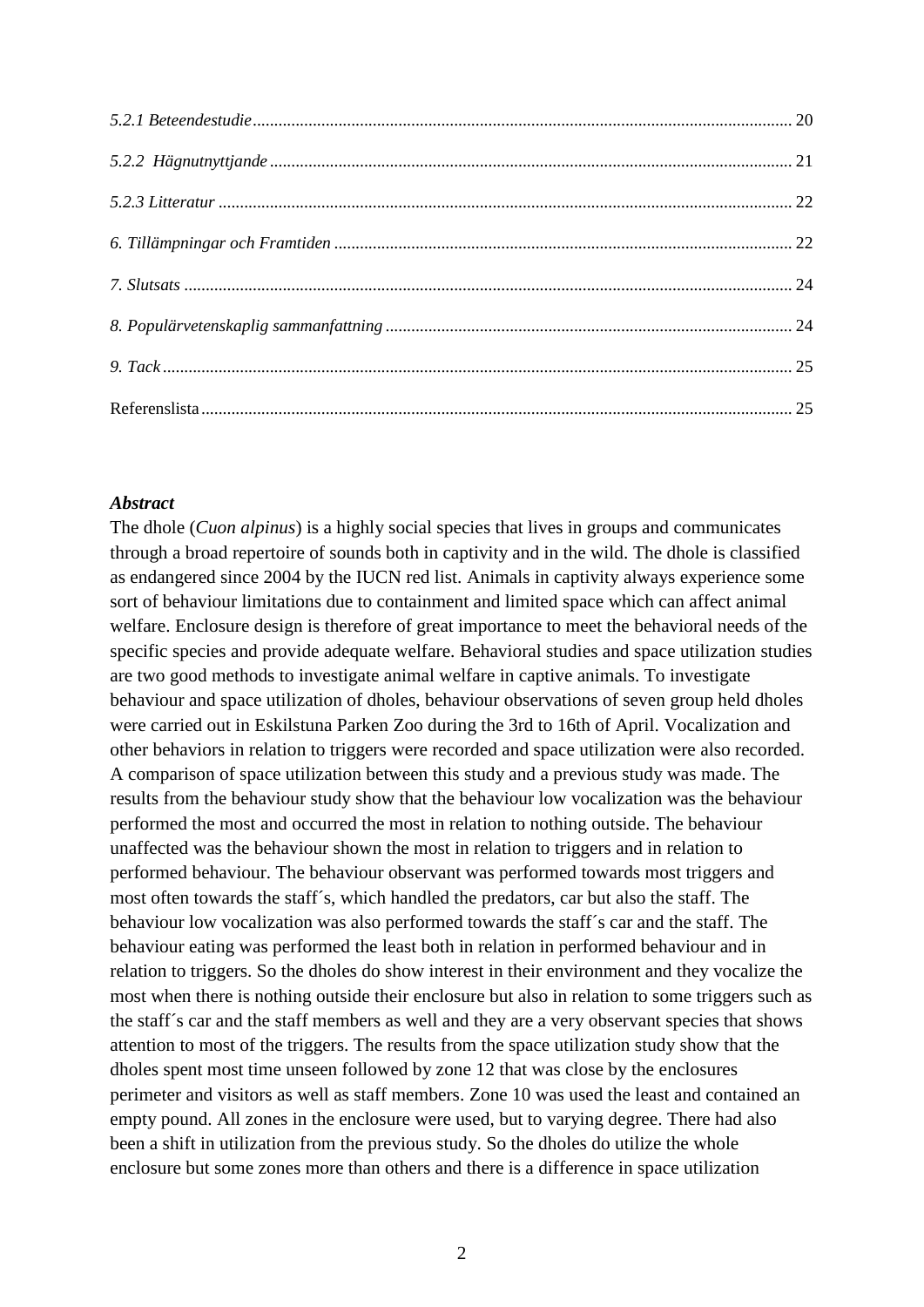*5.2.1 Beteendestudie* ........ 20

*5.2.2 Hägnutnyttjande* ........ 21

*5.2.3 Litteratur* ........ 22

*6. Tillämpningar och Framtiden* ........ 22

*7. Slutsats* ........ 24

*8. Populärvetenskaplig sammanfattning* ........ 24

*9. Tack* ........ 25

Referenslista ........ 25

***Abstract***

The dhole (*Cuon alpinus*) is a highly social species that lives in groups and communicates through a broad repertoire of sounds both in captivity and in the wild. The dhole is classified as endangered since 2004 by the IUCN red list. Animals in captivity always experience some sort of behaviour limitations due to containment and limited space which can affect animal welfare. Enclosure design is therefore of great importance to meet the behavioral needs of the specific species and provide adequate welfare. Behavioral studies and space utilization studies are two good methods to investigate animal welfare in captive animals. To investigate behaviour and space utilization of dholes, behaviour observations of seven group held dholes were carried out in Eskilstuna Parken Zoo during the 3rd to 16th of April. Vocalization and other behaviors in relation to triggers were recorded and space utilization were also recorded. A comparison of space utilization between this study and a previous study was made. The results from the behaviour study show that the behaviour low vocalization was the behaviour performed the most and occurred the most in relation to nothing outside. The behaviour unaffected was the behaviour shown the most in relation to triggers and in relation to performed behaviour. The behaviour observant was performed towards most triggers and most often towards the staff´s, which handled the predators, car but also the staff. The behaviour low vocalization was also performed towards the staff´s car and the staff. The behaviour eating was performed the least both in relation in performed behaviour and in relation to triggers. So the dholes do show interest in their environment and they vocalize the most when there is nothing outside their enclosure but also in relation to some triggers such as the staff´s car and the staff members as well and they are a very observant species that shows attention to most of the triggers. The results from the space utilization study show that the dholes spent most time unseen followed by zone 12 that was close by the enclosures perimeter and visitors as well as staff members. Zone 10 was used the least and contained an empty pound. All zones in the enclosure were used, but to varying degree. There had also been a shift in utilization from the previous study. So the dholes do utilize the whole enclosure but some zones more than others and there is a difference in space utilization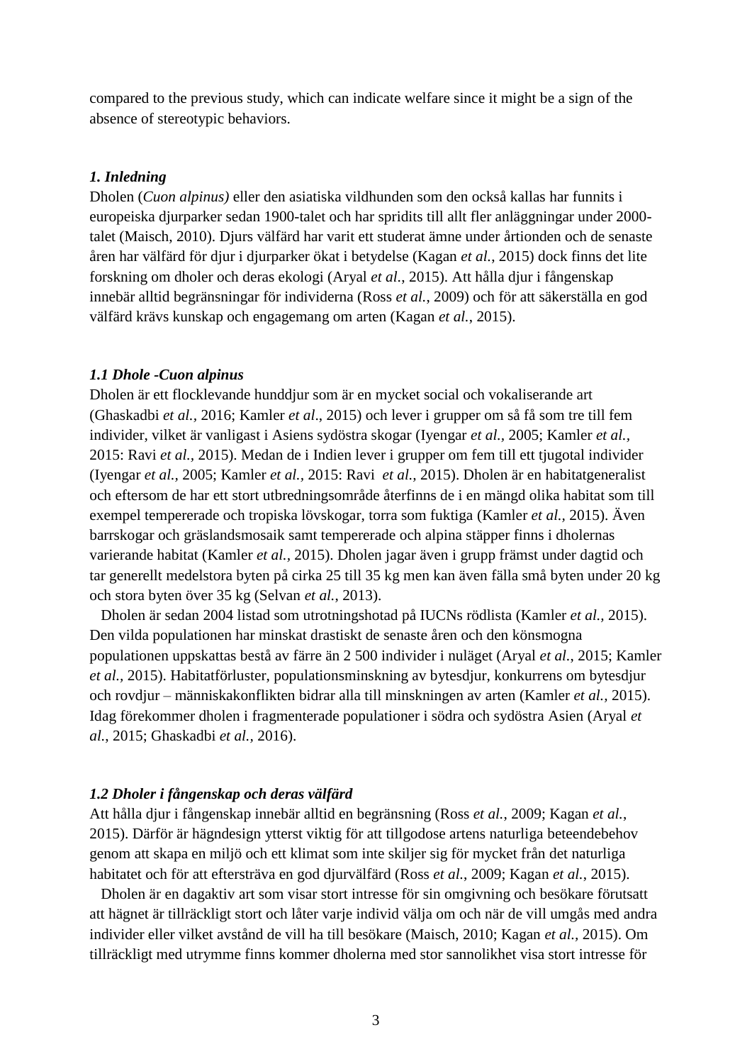compared to the previous study, which can indicate welfare since it might be a sign of the absence of stereotypic behaviors.

### *1. Inledning*

Dholen (*Cuon alpinus)* eller den asiatiska vildhunden som den också kallas har funnits i europeiska djurparker sedan 1900-talet och har spridits till allt fler anläggningar under 2000-talet (Maisch, 2010). Djurs välfärd har varit ett studerat ämne under årtionden och de senaste åren har välfärd för djur i djurparker ökat i betydelse (Kagan *et al.*, 2015) dock finns det lite forskning om dholer och deras ekologi (Aryal *et al*., 2015). Att hålla djur i fångenskap innebär alltid begränsningar för individerna (Ross *et al.*, 2009) och för att säkerställa en god välfärd krävs kunskap och engagemang om arten (Kagan *et al.*, 2015).

### *1.1 Dhole -Cuon alpinus*

Dholen är ett flocklevande hunddjur som är en mycket social och vokaliserande art (Ghaskadbi *et al.,* 2016; Kamler *et al*., 2015) och lever i grupper om så få som tre till fem individer, vilket är vanligast i Asiens sydöstra skogar (Iyengar *et al.,* 2005; Kamler *et al.,* 2015: Ravi *et al.,* 2015). Medan de i Indien lever i grupper om fem till ett tjugotal individer (Iyengar *et al.,* 2005; Kamler *et al.,* 2015: Ravi *et al.,* 2015). Dholen är en habitatgeneralist och eftersom de har ett stort utbredningsområde återfinns de i en mängd olika habitat som till exempel tempererade och tropiska lövskogar, torra som fuktiga (Kamler *et al.,* 2015). Även barrskogar och gräslandsmosaik samt tempererade och alpina stäpper finns i dholernas varierande habitat (Kamler *et al.,* 2015). Dholen jagar även i grupp främst under dagtid och tar generellt medelstora byten på cirka 25 till 35 kg men kan även fälla små byten under 20 kg och stora byten över 35 kg (Selvan *et al.,* 2013).

Dholen är sedan 2004 listad som utrotningshotad på IUCNs rödlista (Kamler *et al.,* 2015). Den vilda populationen har minskat drastiskt de senaste åren och den könsmogna populationen uppskattas bestå av färre än 2 500 individer i nuläget (Aryal *et al*., 2015; Kamler *et al.,* 2015). Habitatförluster, populationsminskning av bytesdjur, konkurrens om bytesdjur och rovdjur – människakonflikten bidrar alla till minskningen av arten (Kamler *et al.,* 2015). Idag förekommer dholen i fragmenterade populationer i södra och sydöstra Asien (Aryal *et al.*, 2015; Ghaskadbi *et al.,* 2016).

### *1.2 Dholer i fångenskap och deras välfärd*

Att hålla djur i fångenskap innebär alltid en begränsning (Ross *et al.*, 2009; Kagan *et al.*, 2015). Därför är hägndesign ytterst viktig för att tillgodose artens naturliga beteendebehov genom att skapa en miljö och ett klimat som inte skiljer sig för mycket från det naturliga habitatet och för att eftersträva en god djurvälfärd (Ross *et al.*, 2009; Kagan *et al.*, 2015).

Dholen är en dagaktiv art som visar stort intresse för sin omgivning och besökare förutsatt att hägnet är tillräckligt stort och låter varje individ välja om och när de vill umgås med andra individer eller vilket avstånd de vill ha till besökare (Maisch, 2010; Kagan *et al.*, 2015). Om tillräckligt med utrymme finns kommer dholerna med stor sannolikhet visa stort intresse för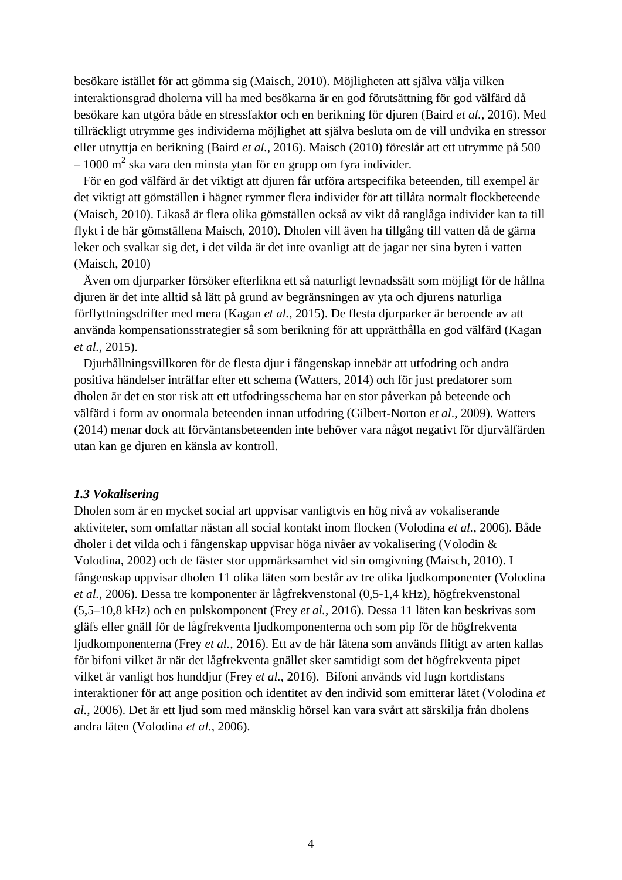besökare istället för att gömma sig (Maisch, 2010). Möjligheten att själva välja vilken interaktionsgrad dholerna vill ha med besökarna är en god förutsättning för god välfärd då besökare kan utgöra både en stressfaktor och en berikning för djuren (Baird *et al.*, 2016). Med tillräckligt utrymme ges individerna möjlighet att själva besluta om de vill undvika en stressor eller utnyttja en berikning (Baird *et al.*, 2016). Maisch (2010) föreslår att ett utrymme på 500 – 1000 $m^2$ ska vara den minsta ytan för en grupp om fyra individer.

För en god välfärd är det viktigt att djuren får utföra artspecifika beteenden, till exempel är det viktigt att gömställen i hägnet rymmer flera individer för att tillåta normalt flockbeteende (Maisch, 2010). Likaså är flera olika gömställen också av vikt då ranglåga individer kan ta till flykt i de här gömställena Maisch, 2010). Dholen vill även ha tillgång till vatten då de gärna leker och svalkar sig det, i det vilda är det inte ovanligt att de jagar ner sina byten i vatten (Maisch, 2010)

Även om djurparker försöker efterlikna ett så naturligt levnadssätt som möjligt för de hållna djuren är det inte alltid så lätt på grund av begränsningen av yta och djurens naturliga förflyttningsdrifter med mera (Kagan *et al.,* 2015). De flesta djurparker är beroende av att använda kompensationsstrategier så som berikning för att upprätthålla en god välfärd (Kagan *et al.,* 2015).

Djurhållningsvillkoren för de flesta djur i fångenskap innebär att utfodring och andra positiva händelser inträffar efter ett schema (Watters, 2014) och för just predatorer som dholen är det en stor risk att ett utfodringsschema har en stor påverkan på beteende och välfärd i form av onormala beteenden innan utfodring (Gilbert-Norton *et al*., 2009). Watters (2014) menar dock att förväntansbeteenden inte behöver vara något negativt för djurvälfärden utan kan ge djuren en känsla av kontroll.

### *1.3 Vokalisering*

Dholen som är en mycket social art uppvisar vanligtvis en hög nivå av vokaliserande aktiviteter, som omfattar nästan all social kontakt inom flocken (Volodina *et al.*, 2006). Både dholer i det vilda och i fångenskap uppvisar höga nivåer av vokalisering (Volodin & Volodina, 2002) och de fäster stor uppmärksamhet vid sin omgivning (Maisch, 2010). I fångenskap uppvisar dholen 11 olika läten som består av tre olika ljudkomponenter (Volodina *et al.*, 2006). Dessa tre komponenter är lågfrekvenstonal (0,5-1,4 kHz), högfrekvenstonal (5,5–10,8 kHz) och en pulskomponent (Frey *et al.*, 2016). Dessa 11 läten kan beskrivas som gläfs eller gnäll för de lågfrekventa ljudkomponenterna och som pip för de högfrekventa ljudkomponenterna (Frey *et al.*, 2016). Ett av de här lätena som används flitigt av arten kallas för bifoni vilket är när det lågfrekventa gnället sker samtidigt som det högfrekventa pipet vilket är vanligt hos hunddjur (Frey *et al.*, 2016). Bifoni används vid lugn kortdistans interaktioner för att ange position och identitet av den individ som emitterar lätet (Volodina *et al.*, 2006). Det är ett ljud som med mänsklig hörsel kan vara svårt att särskilja från dholens andra läten (Volodina *et al.*, 2006).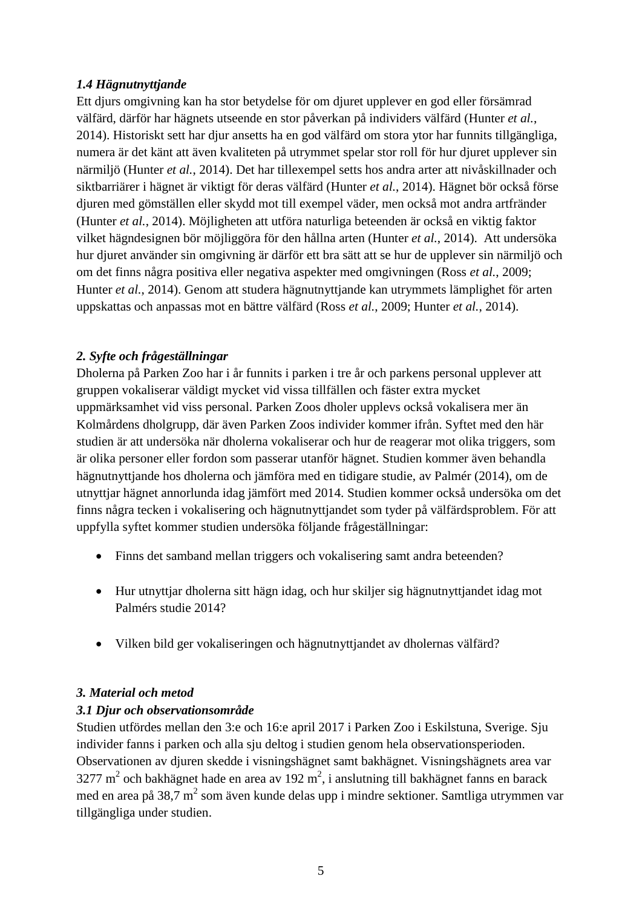### *1.4 Hägnutnyttjande*

Ett djurs omgivning kan ha stor betydelse för om djuret upplever en god eller försämrad välfärd, därför har hägnets utseende en stor påverkan på individers välfärd (Hunter *et al.*, 2014). Historiskt sett har djur ansetts ha en god välfärd om stora ytor har funnits tillgängliga, numera är det känt att även kvaliteten på utrymmet spelar stor roll för hur djuret upplever sin närmiljö (Hunter *et al.*, 2014). Det har tillexempel setts hos andra arter att nivåskillnader och siktbarriärer i hägnet är viktigt för deras välfärd (Hunter *et al.*, 2014). Hägnet bör också förse djuren med gömställen eller skydd mot till exempel väder, men också mot andra artfränder (Hunter *et al.*, 2014). Möjligheten att utföra naturliga beteenden är också en viktig faktor vilket hägndesignen bör möjliggöra för den hållna arten (Hunter *et al.*, 2014). Att undersöka hur djuret använder sin omgivning är därför ett bra sätt att se hur de upplever sin närmiljö och om det finns några positiva eller negativa aspekter med omgivningen (Ross *et al.*, 2009; Hunter *et al.*, 2014). Genom att studera hägnutnyttjande kan utrymmets lämplighet för arten uppskattas och anpassas mot en bättre välfärd (Ross *et al.*, 2009; Hunter *et al.*, 2014).

## *2. Syfte och frågeställningar*

Dholerna på Parken Zoo har i år funnits i parken i tre år och parkens personal upplever att gruppen vokaliserar väldigt mycket vid vissa tillfällen och fäster extra mycket uppmärksamhet vid viss personal. Parken Zoos dholer upplevs också vokalisera mer än Kolmårdens dholgrupp, där även Parken Zoos individer kommer ifrån. Syftet med den här studien är att undersöka när dholerna vokaliserar och hur de reagerar mot olika triggers, som är olika personer eller fordon som passerar utanför hägnet. Studien kommer även behandla hägnutnyttjande hos dholerna och jämföra med en tidigare studie, av Palmér (2014), om de utnyttjar hägnet annorlunda idag jämfört med 2014. Studien kommer också undersöka om det finns några tecken i vokalisering och hägnutnyttjandet som tyder på välfärdsproblem. För att uppfylla syftet kommer studien undersöka följande frågeställningar:

- Finns det samband mellan triggers och vokalisering samt andra beteenden?
- Hur utnyttjar dholerna sitt hägn idag, och hur skiljer sig hägnutnyttjandet idag mot Palmérs studie 2014?
- Vilken bild ger vokaliseringen och hägnutnyttjandet av dholernas välfärd?

## *3. Material och metod*

### *3.1 Djur och observationsområde*

Studien utfördes mellan den 3:e och 16:e april 2017 i Parken Zoo i Eskilstuna, Sverige. Sju individer fanns i parken och alla sju deltog i studien genom hela observationsperioden. Observationen av djuren skedde i visningshägnet samt bakhägnet. Visningshägnets area var 3277 $m^2$ och bakhägnet hade en area av 192 $m^2$, i anslutning till bakhägnet fanns en barack med en area på 38,7 $m^2$ som även kunde delas upp i mindre sektioner. Samtliga utrymmen var tillgängliga under studien.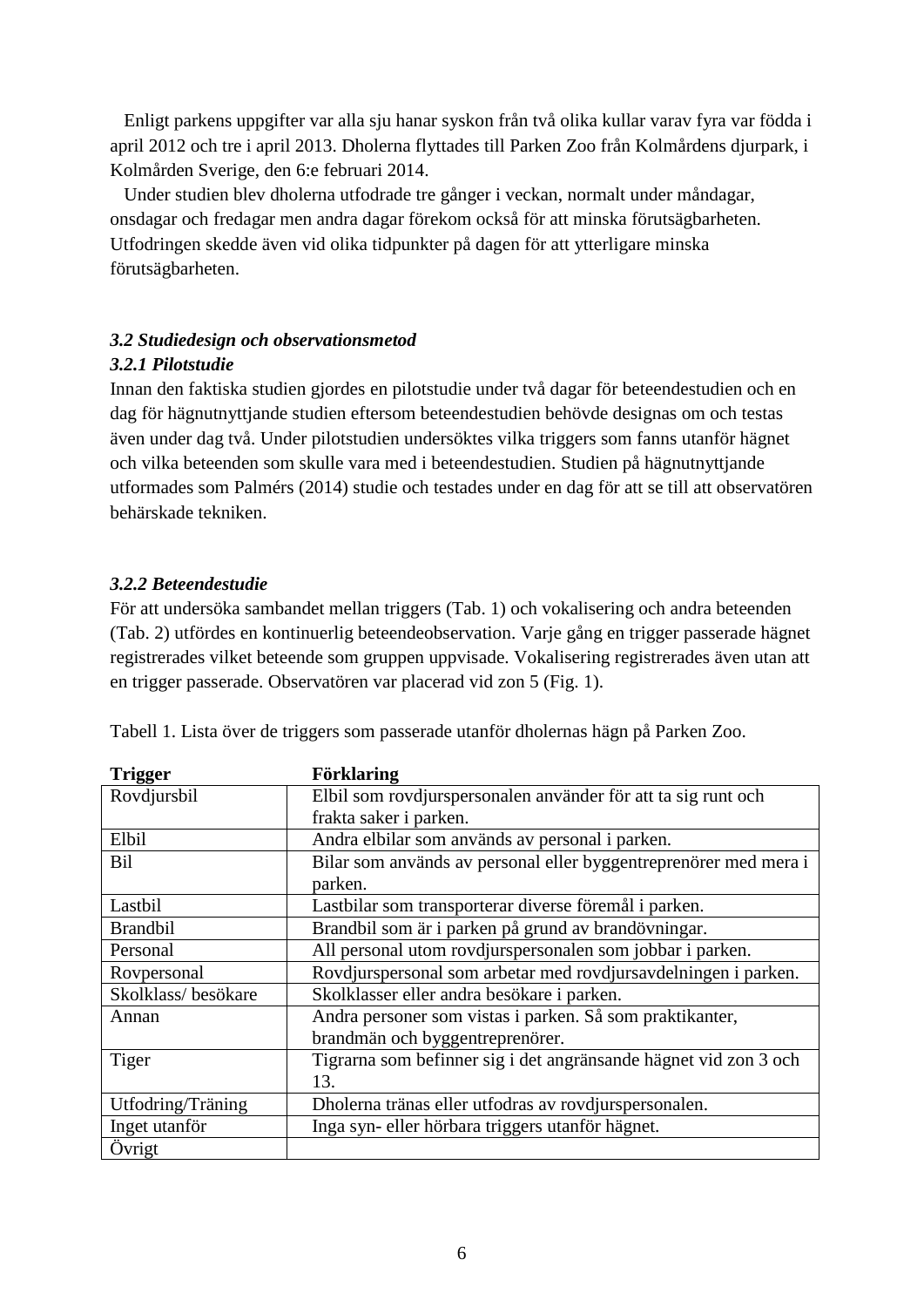Enligt parkens uppgifter var alla sju hanar syskon från två olika kullar varav fyra var födda i april 2012 och tre i april 2013. Dholerna flyttades till Parken Zoo från Kolmårdens djurpark, i Kolmården Sverige, den 6:e februari 2014.

Under studien blev dholerna utfodrade tre gånger i veckan, normalt under måndagar, onsdagar och fredagar men andra dagar förekom också för att minska förutsägbarheten. Utfodringen skedde även vid olika tidpunkter på dagen för att ytterligare minska förutsägbarheten.

### *3.2 Studiedesign och observationsmetod*

#### *3.2.1 Pilotstudie*

Innan den faktiska studien gjordes en pilotstudie under två dagar för beteendestudien och en dag för hägnutnyttjande studien eftersom beteendestudien behövde designas om och testas även under dag två. Under pilotstudien undersöktes vilka triggers som fanns utanför hägnet och vilka beteenden som skulle vara med i beteendestudien. Studien på hägnutnyttjande utformades som Palmérs (2014) studie och testades under en dag för att se till att observatören behärskade tekniken.

#### *3.2.2 Beteendestudie*

För att undersöka sambandet mellan triggers (Tab. 1) och vokalisering och andra beteenden (Tab. 2) utfördes en kontinuerlig beteendeobservation. Varje gång en trigger passerade hägnet registrerades vilket beteende som gruppen uppvisade. Vokalisering registrerades även utan att en trigger passerade. Observatören var placerad vid zon 5 (Fig. 1).

Tabell 1. Lista över de triggers som passerade utanför dholernas hägn på Parken Zoo.

| **Trigger** | **Förklaring** |
|---|---|
| Rovdjursbil | Elbil som rovdjurspersonalen använder för att ta sig runt och frakta saker i parken. |
| Elbil | Andra elbilar som används av personal i parken. |
| Bil | Bilar som används av personal eller byggentreprenörer med mera i parken. |
| Lastbil | Lastbilar som transporterar diverse föremål i parken. |
| Brandbil | Brandbil som är i parken på grund av brandövningar. |
| Personal | All personal utom rovdjurspersonalen som jobbar i parken. |
| Rovpersonal | Rovdjurspersonal som arbetar med rovdjursavdelningen i parken. |
| Skolklass/ besökare | Skolklasser eller andra besökare i parken. |
| Annan | Andra personer som vistas i parken. Så som praktikanter, brandmän och byggentreprenörer. |
| Tiger | Tigrarna som befinner sig i det angränsande hägnet vid zon 3 och 13. |
| Utfodring/Träning | Dholerna tränas eller utfodras av rovdjurspersonalen. |
| Inget utanför | Inga syn- eller hörbara triggers utanför hägnet. |
| Övrigt | |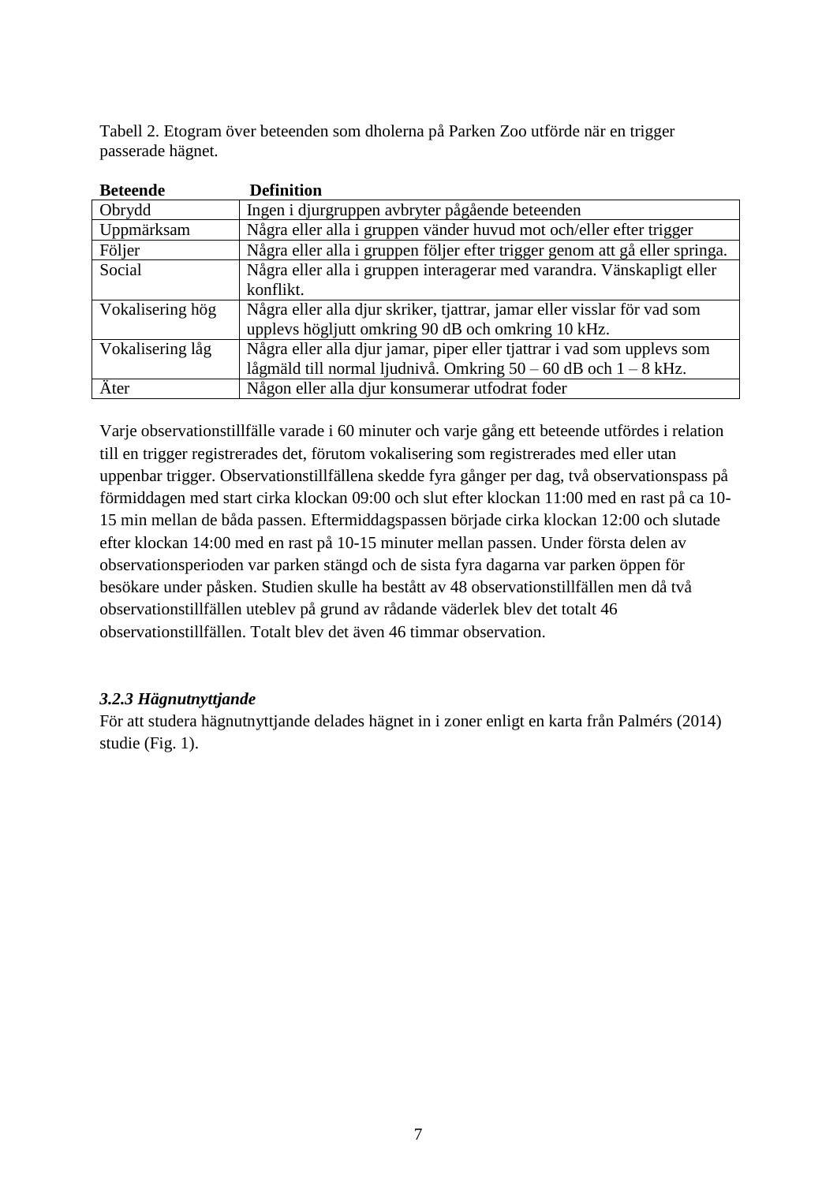Tabell 2. Etogram över beteenden som dholerna på Parken Zoo utförde när en trigger passerade hägnet.

| **Beteende** | **Definition** |
| --- | --- |
| Obrydd | Ingen i djurgruppen avbryter pågående beteenden |
| Uppmärksam | Några eller alla i gruppen vänder huvud mot och/eller efter trigger |
| Följer | Några eller alla i gruppen följer efter trigger genom att gå eller springa. |
| Social | Några eller alla i gruppen interagerar med varandra. Vänskapligt eller konflikt. |
| Vokalisering hög | Några eller alla djur skriker, tjattrar, jamar eller visslar för vad som upplevs högljutt omkring 90 dB och omkring 10 kHz. |
| Vokalisering låg | Några eller alla djur jamar, piper eller tjattrar i vad som upplevs som lågmäld till normal ljudnivå. Omkring 50 – 60 dB och 1 – 8 kHz. |
| Äter | Någon eller alla djur konsumerar utfodrat foder |

Varje observationstillfälle varade i 60 minuter och varje gång ett beteende utfördes i relation till en trigger registrerades det, förutom vokalisering som registrerades med eller utan uppenbar trigger. Observationstillfällena skedde fyra gånger per dag, två observationspass på förmiddagen med start cirka klockan 09:00 och slut efter klockan 11:00 med en rast på ca 10-15 min mellan de båda passen. Eftermiddagspassen började cirka klockan 12:00 och slutade efter klockan 14:00 med en rast på 10-15 minuter mellan passen. Under första delen av observationsperioden var parken stängd och de sista fyra dagarna var parken öppen för besökare under påsken. Studien skulle ha bestått av 48 observationstillfällen men då två observationstillfällen uteblev på grund av rådande väderlek blev det totalt 46 observationstillfällen. Totalt blev det även 46 timmar observation.

### *3.2.3 Hägnutnyttjande*

För att studera hägnutnyttjande delades hägnet in i zoner enligt en karta från Palmérs (2014) studie (Fig. 1).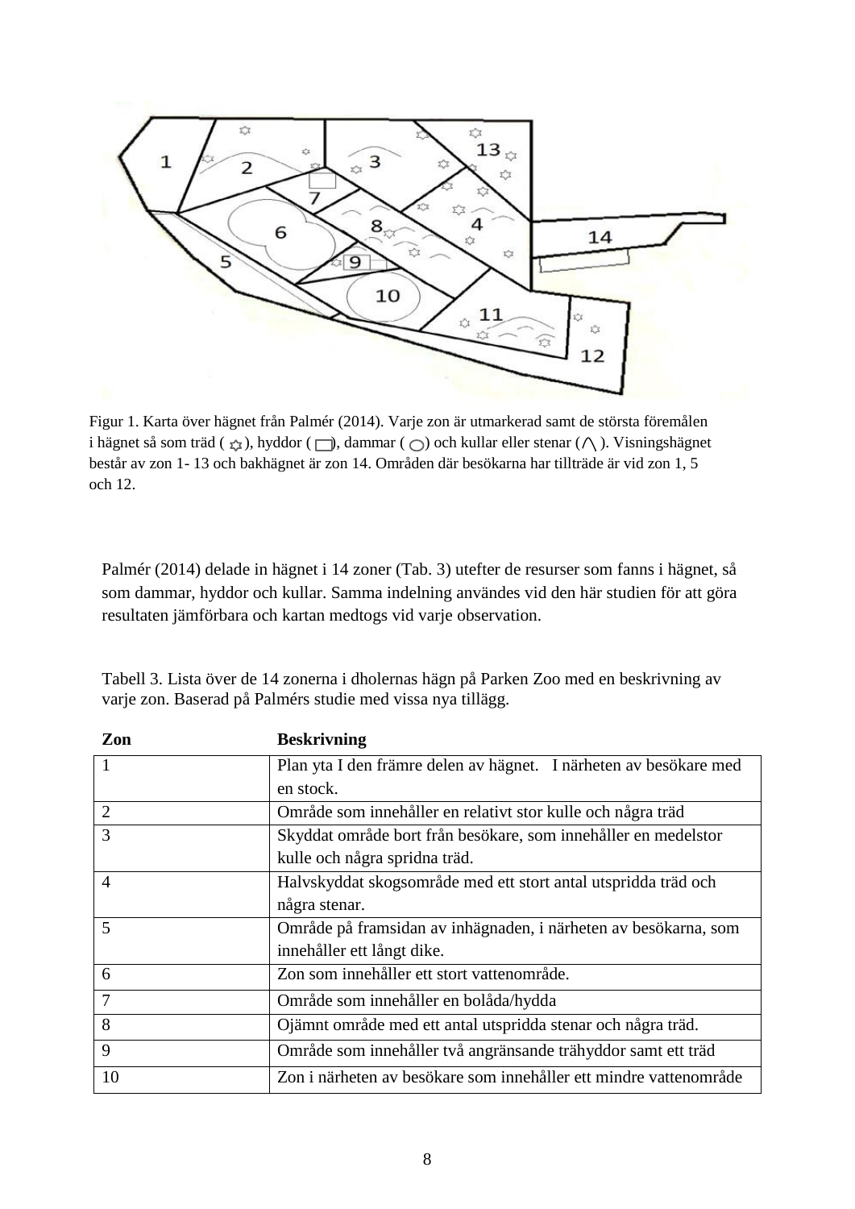Figur 1. Karta över hägnet från Palmér (2014). Varje zon är utmarkerad samt de största föremålen i hägnet så som träd ( ), hyddor ( ), dammar ( ) och kullar eller stenar ( ). Visningshägnet består av zon 1- 13 och bakhägnet är zon 14. Områden där besökarna har tillträde är vid zon 1, 5 och 12.

Palmér (2014) delade in hägnet i 14 zoner (Tab. 3) utefter de resurser som fanns i hägnet, så som dammar, hyddor och kullar. Samma indelning användes vid den här studien för att göra resultaten jämförbara och kartan medtogs vid varje observation.

Tabell 3. Lista över de 14 zonerna i dholernas hägn på Parken Zoo med en beskrivning av varje zon. Baserad på Palmérs studie med vissa nya tillägg.

| **Zon** | **Beskrivning** |
|---|---|
| 1 | Plan yta I den främre delen av hägnet. I närheten av besökare med en stock. |
| 2 | Område som innehåller en relativt stor kulle och några träd |
| 3 | Skyddat område bort från besökare, som innehåller en medelstor kulle och några spridna träd. |
| 4 | Halvskyddat skogsområde med ett stort antal utspridda träd och några stenar. |
| 5 | Område på framsidan av inhägnaden, i närheten av besökarna, som innehåller ett långt dike. |
| 6 | Zon som innehåller ett stort vattenområde. |
| 7 | Område som innehåller en bolåda/hydda |
| 8 | Ojämnt område med ett antal utspridda stenar och några träd. |
| 9 | Område som innehåller två angränsande trähyddor samt ett träd |
| 10 | Zon i närheten av besökare som innehåller ett mindre vattenområde |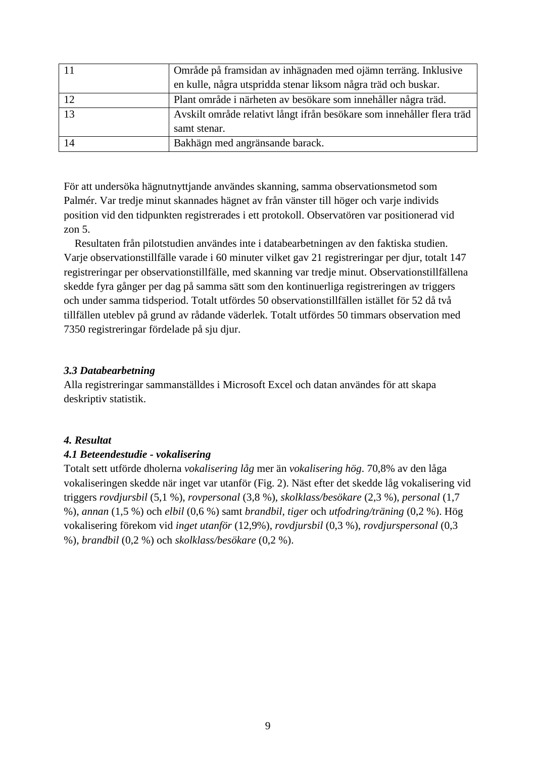| 11 | Område på framsidan av inhägnaden med ojämn terräng. Inklusive en kulle, några utspridda stenar liksom några träd och buskar. |
|---|---|
| 12 | Plant område i närheten av besökare som innehåller några träd. |
| 13 | Avskilt område relativt långt ifrån besökare som innehåller flera träd samt stenar. |
| 14 | Bakhägn med angränsande barack. |

För att undersöka hägnutnyttjande användes skanning, samma observationsmetod som Palmér. Var tredje minut skannades hägnet av från vänster till höger och varje individs position vid den tidpunkten registrerades i ett protokoll. Observatören var positionerad vid zon 5.

Resultaten från pilotstudien användes inte i databearbetningen av den faktiska studien. Varje observationstillfälle varade i 60 minuter vilket gav 21 registreringar per djur, totalt 147 registreringar per observationstillfälle, med skanning var tredje minut. Observationstillfällena skedde fyra gånger per dag på samma sätt som den kontinuerliga registreringen av triggers och under samma tidsperiod. Totalt utfördes 50 observationstillfällen istället för 52 då två tillfällen uteblev på grund av rådande väderlek. Totalt utfördes 50 timmars observation med 7350 registreringar fördelade på sju djur.

### *3.3 Databearbetning*

Alla registreringar sammanställdes i Microsoft Excel och datan användes för att skapa deskriptiv statistik.

## *4. Resultat*

### *4.1 Beteendestudie - vokalisering*

Totalt sett utförde dholerna *vokalisering låg* mer än *vokalisering hög*. 70,8% av den låga vokaliseringen skedde när inget var utanför (Fig. 2). Näst efter det skedde låg vokalisering vid triggers *rovdjursbil* (5,1 %), *rovpersonal* (3,8 %), *skolklass/besökare* (2,3 %), *personal* (1,7 %), *annan* (1,5 %) och *elbil* (0,6 %) samt *brandbil, tiger* och *utfodring/träning* (0,2 %). Hög vokalisering förekom vid *inget utanför* (12,9%), *rovdjursbil* (0,3 %), *rovdjurspersonal* (0,3 %), *brandbil* (0,2 %) och *skolklass/besökare* (0,2 %).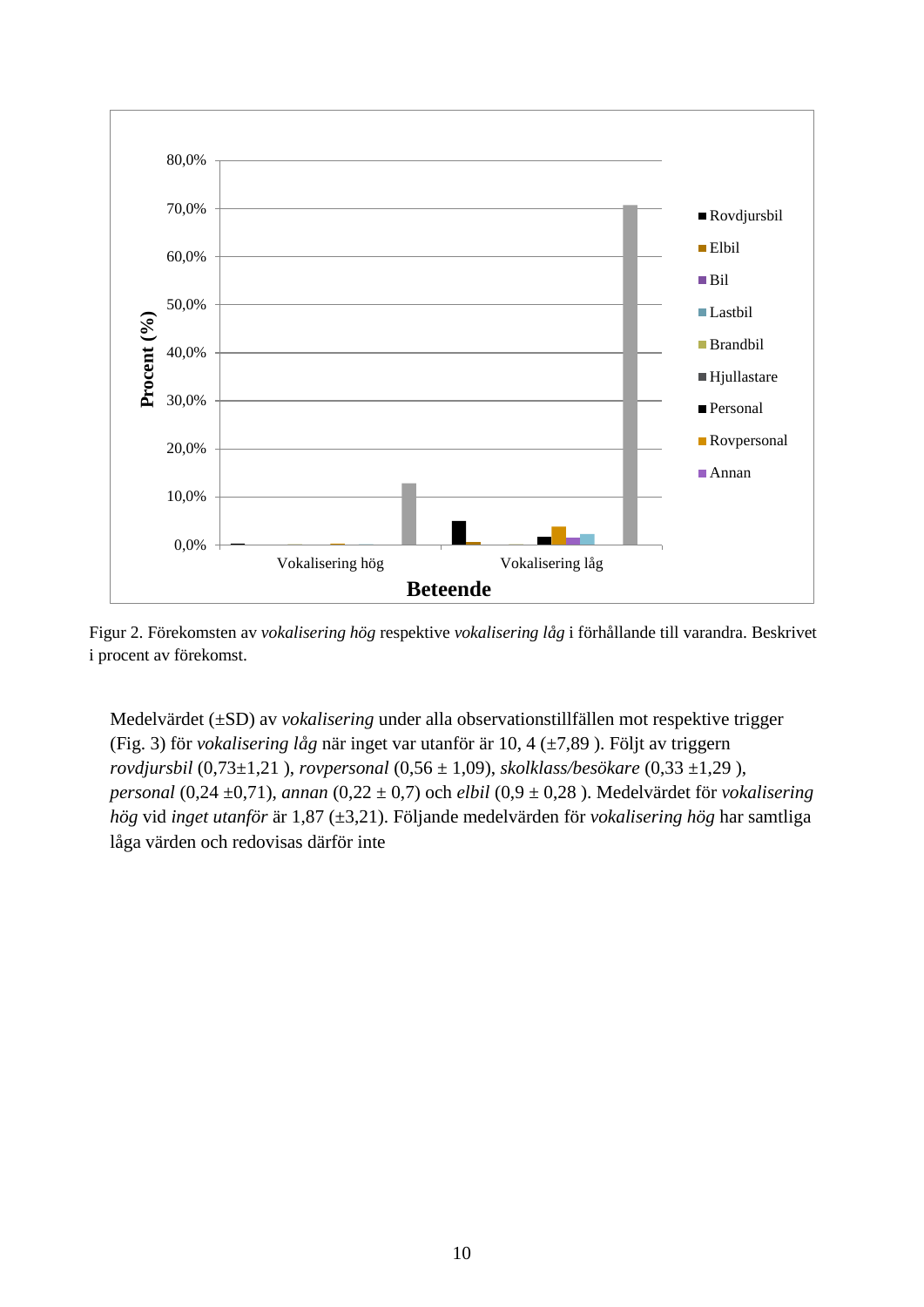Figur 2. Förekomsten av *vokalisering hög* respektive *vokalisering låg* i förhållande till varandra. Beskrivet i procent av förekomst.

Medelvärdet (±SD) av *vokalisering* under alla observationstillfällen mot respektive trigger (Fig. 3) för *vokalisering låg* när inget var utanför är 10, 4 (±7,89 ). Följt av triggern *rovdjursbil* (0,73±1,21 ), *rovpersonal* (0,56 ± 1,09), *skolklass/besökare* (0,33 ±1,29 ), *personal* (0,24 ±0,71), *annan* (0,22 ± 0,7) och *elbil* (0,9 ± 0,28 ). Medelvärdet för *vokalisering hög* vid *inget utanför* är 1,87 (±3,21). Följande medelvärden för *vokalisering hög* har samtliga låga värden och redovisas därför inte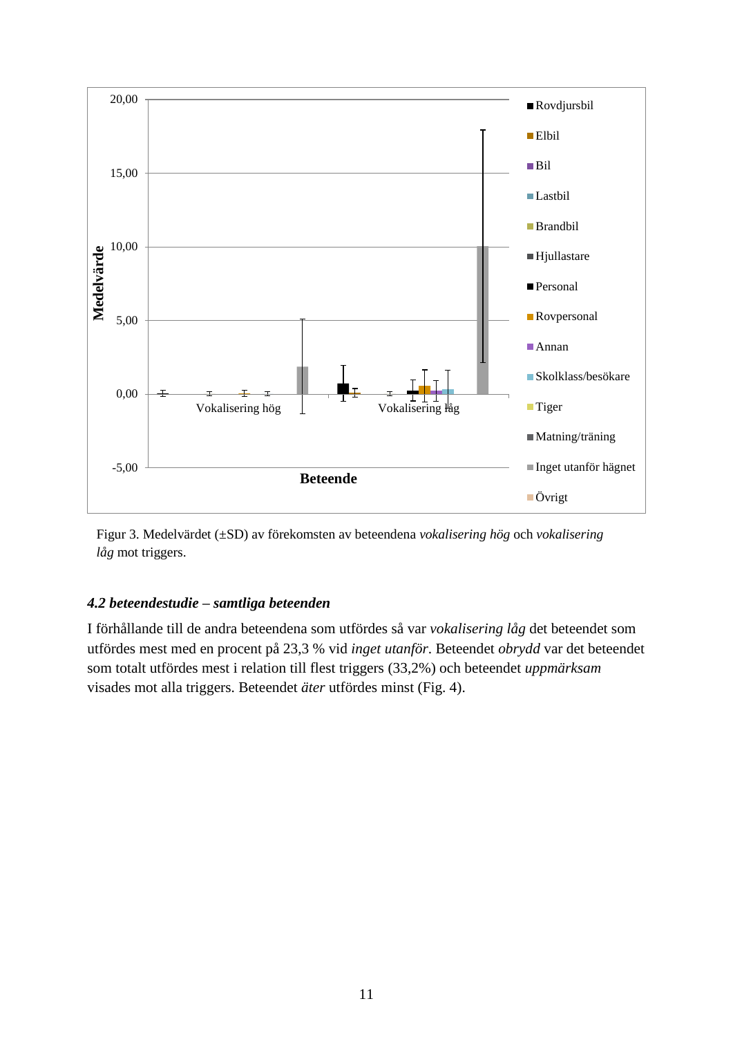Figur 3. Medelvärdet (±SD) av förekomsten av beteendena *vokalisering hög* och *vokalisering låg* mot triggers.

#### *4.2 beteendestudie – samtliga beteenden*

I förhållande till de andra beteendena som utfördes så var *vokalisering låg* det beteendet som utfördes mest med en procent på 23,3 % vid *inget utanför*. Beteendet *obrydd* var det beteendet som totalt utfördes mest i relation till flest triggers (33,2%) och beteendet *uppmärksam* visades mot alla triggers. Beteendet *äter* utfördes minst (Fig. 4).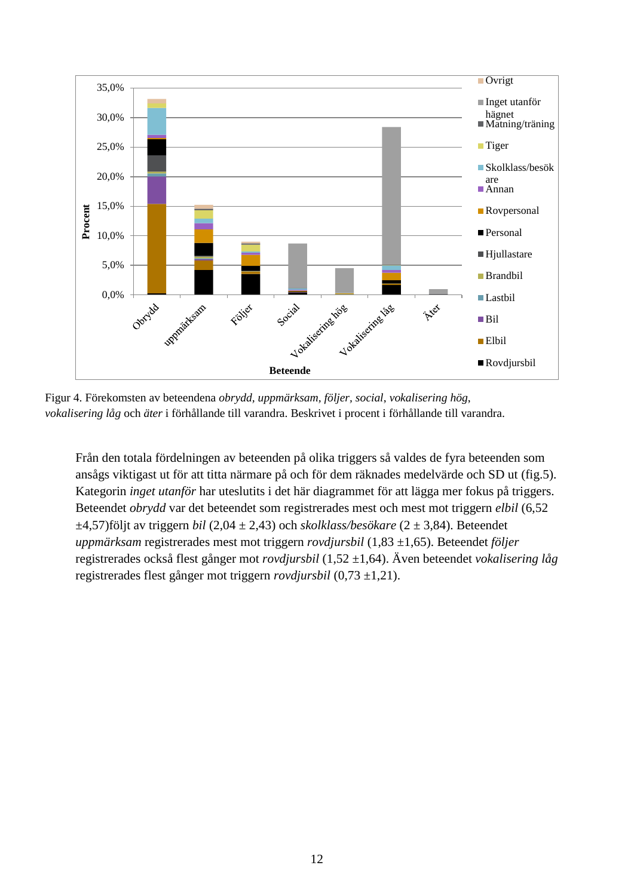Figur 4. Förekomsten av beteendena *obrydd*, *uppmärksam*, *följer*, *social*, *vokalisering hög*, *vokalisering låg* och *äter* i förhållande till varandra. Beskrivet i procent i förhållande till varandra.

Från den totala fördelningen av beteenden på olika triggers så valdes de fyra beteenden som ansågs viktigast ut för att titta närmare på och för dem räknades medelvärde och SD ut (fig.5). Kategorin *inget utanför* har uteslutits i det här diagrammet för att lägga mer fokus på triggers. Beteendet *obrydd* var det beteendet som registrerades mest och mest mot triggern *elbil* (6,52 ±4,57)följt av triggern *bil* (2,04 ± 2,43) och *skolklass/besökare* (2 ± 3,84). Beteendet *uppmärksam* registrerades mest mot triggern *rovdjursbil* (1,83 ±1,65). Beteendet *följer* registrerades också flest gånger mot *rovdjursbil* (1,52 ±1,64). Även beteendet *vokalisering låg* registrerades flest gånger mot triggern *rovdjursbil* (0,73 ±1,21).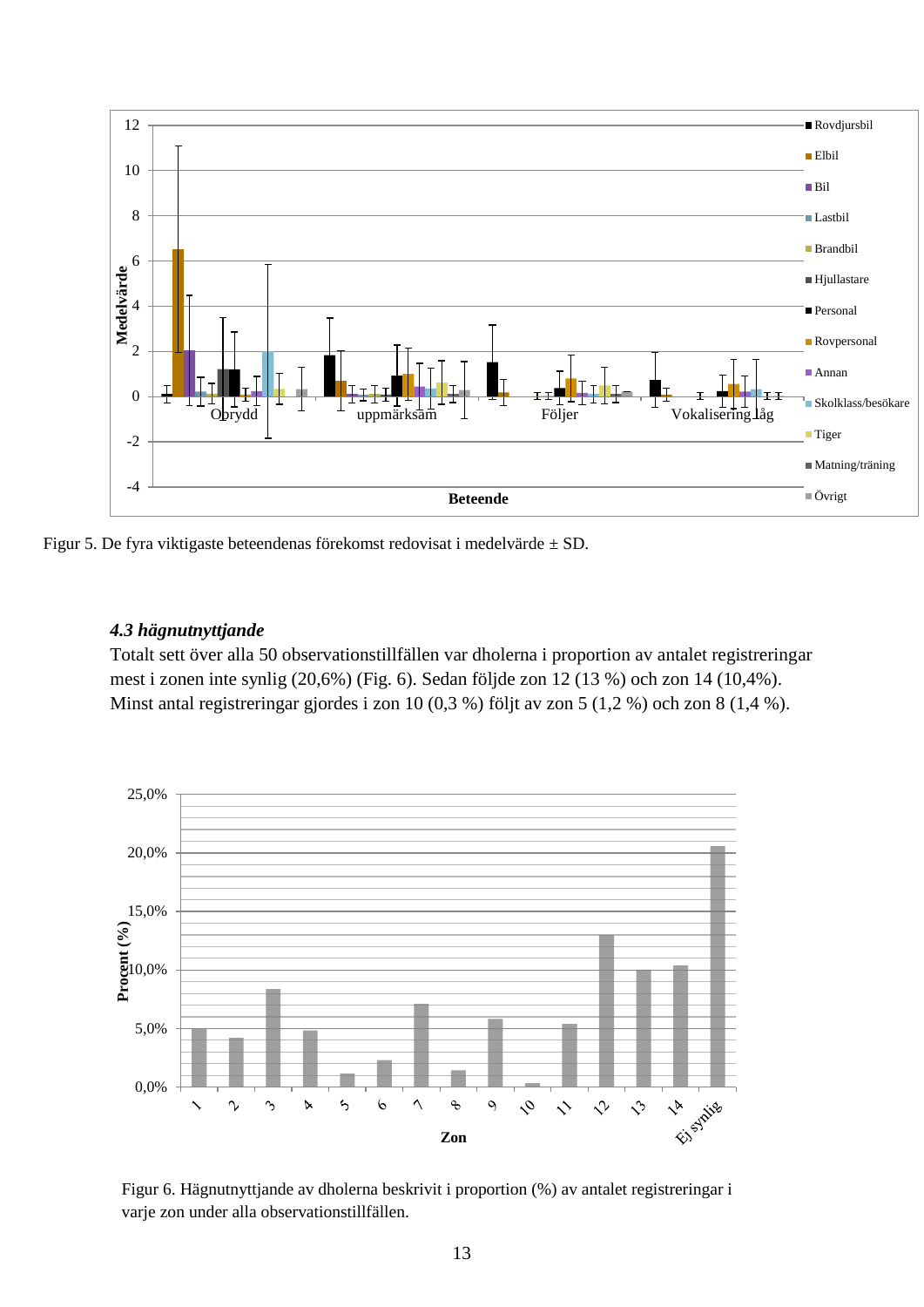Figur 5. De fyra viktigaste beteendenas förekomst redovisat i medelvärde ± SD.

### *4.3 hägnutnyttjande*

Totalt sett över alla 50 observationstillfällen var dholerna i proportion av antalet registreringar mest i zonen inte synlig (20,6%) (Fig. 6). Sedan följde zon 12 (13 %) och zon 14 (10,4%). Minst antal registreringar gjordes i zon 10 (0,3 %) följt av zon 5 (1,2 %) och zon 8 (1,4 %).

Figur 6. Hägnutnyttjande av dholerna beskrivit i proportion (%) av antalet registreringar i varje zon under alla observationstillfällen.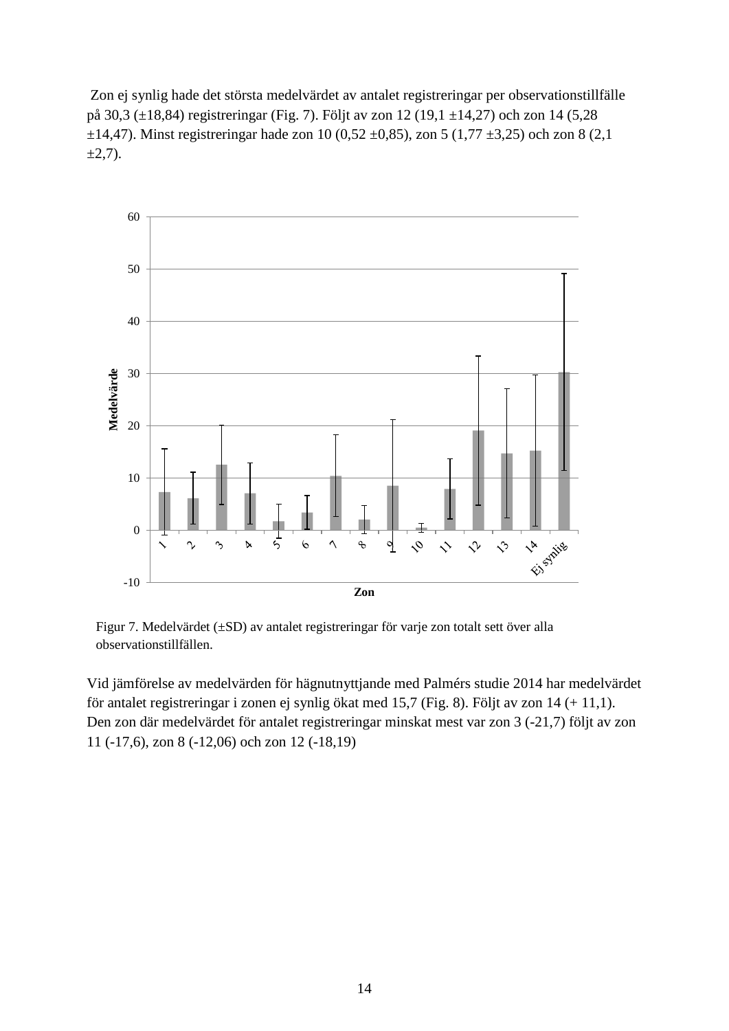Zon ej synlig hade det största medelvärdet av antalet registreringar per observationstillfälle på 30,3 (±18,84) registreringar (Fig. 7). Följt av zon 12 (19,1 ±14,27) och zon 14 (5,28 ±14,47). Minst registreringar hade zon 10 (0,52 ±0,85), zon 5 (1,77 ±3,25) och zon 8 (2,1 ±2,7).

Figur 7. Medelvärdet (±SD) av antalet registreringar för varje zon totalt sett över alla observationstillfällen.

Vid jämförelse av medelvärden för hägnutnyttjande med Palmérs studie 2014 har medelvärdet för antalet registreringar i zonen ej synlig ökat med 15,7 (Fig. 8). Följt av zon 14 (+ 11,1). Den zon där medelvärdet för antalet registreringar minskat mest var zon 3 (-21,7) följt av zon 11 (-17,6), zon 8 (-12,06) och zon 12 (-18,19)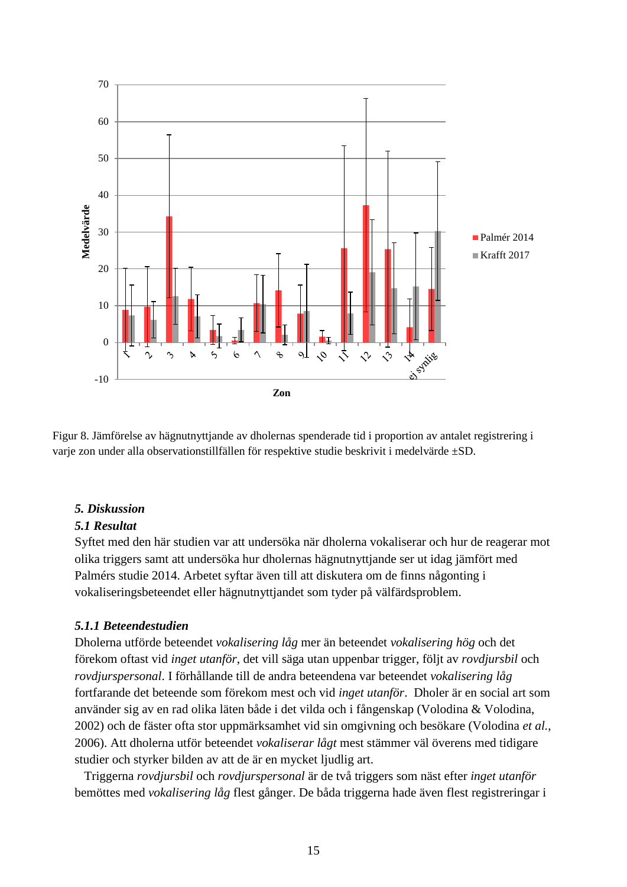Figur 8. Jämförelse av hägnutnyttjande av dholernas spenderade tid i proportion av antalet registrering i varje zon under alla observationstillfällen för respektive studie beskrivit i medelvärde ±SD.

## *5. Diskussion*

### *5.1 Resultat*

Syftet med den här studien var att undersöka när dholerna vokaliserar och hur de reagerar mot olika triggers samt att undersöka hur dholernas hägnutnyttjande ser ut idag jämfört med Palmérs studie 2014. Arbetet syftar även till att diskutera om de finns någonting i vokaliseringsbeteendet eller hägnutnyttjandet som tyder på välfärdsproblem.

#### *5.1.1 Beteendestudien*

Dholerna utförde beteendet *vokalisering låg* mer än beteendet *vokalisering hög* och det förekom oftast vid *inget utanför*, det vill säga utan uppenbar trigger, följt av *rovdjursbil* och *rovdjurspersonal*. I förhållande till de andra beteendena var beteendet *vokalisering låg* fortfarande det beteende som förekom mest och vid *inget utanför*. Dholer är en social art som använder sig av en rad olika läten både i det vilda och i fångenskap (Volodina & Volodina, 2002) och de fäster ofta stor uppmärksamhet vid sin omgivning och besökare (Volodina *et al.*, 2006). Att dholerna utför beteendet *vokaliserar lågt* mest stämmer väl överens med tidigare studier och styrker bilden av att de är en mycket ljudlig art.

Triggerna *rovdjursbil* och *rovdjurspersonal* är de två triggers som näst efter *inget utanför* bemöttes med *vokalisering låg* flest gånger. De båda triggerna hade även flest registreringar i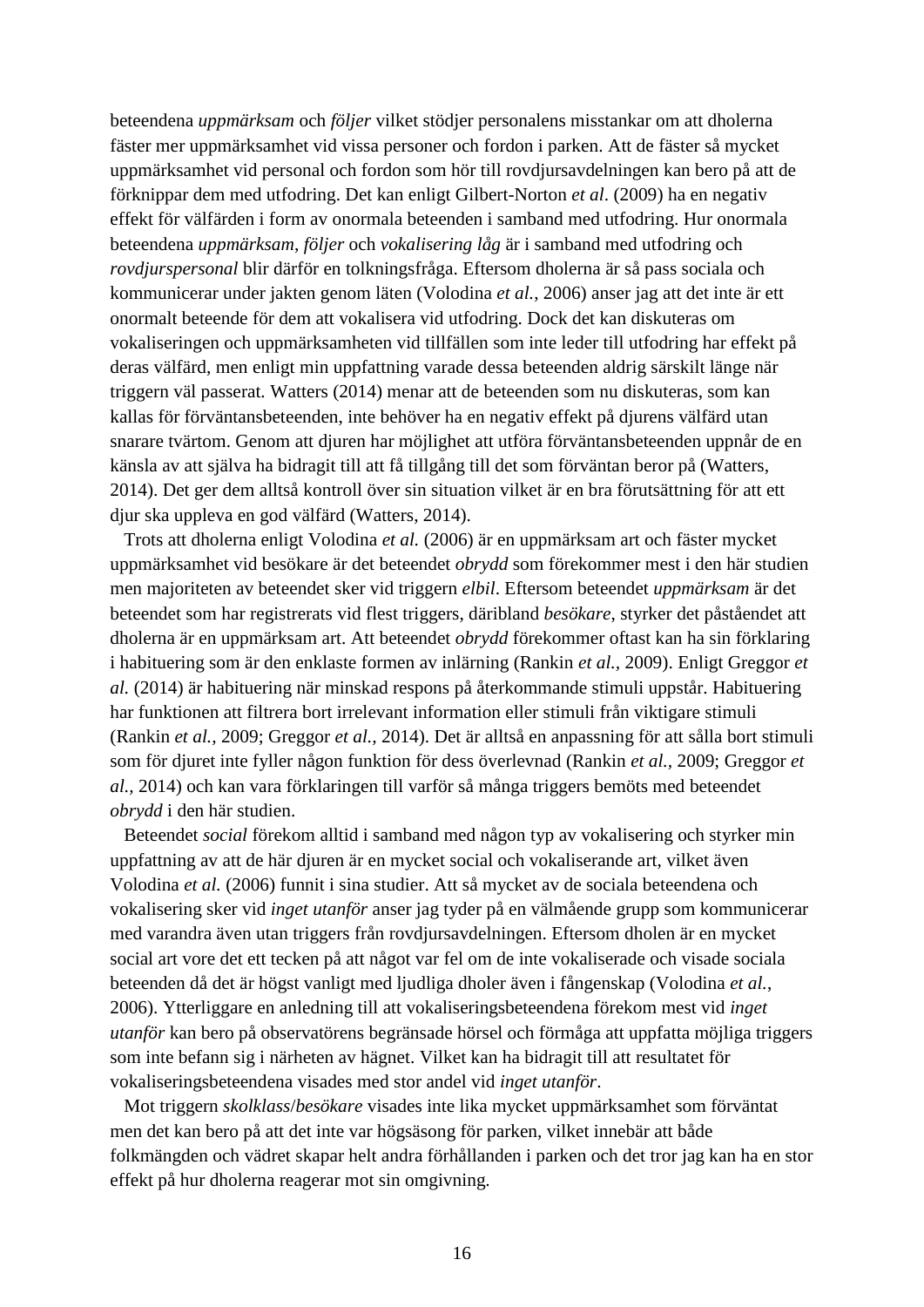beteendena *uppmärksam* och *följer* vilket stödjer personalens misstankar om att dholerna fäster mer uppmärksamhet vid vissa personer och fordon i parken. Att de fäster så mycket uppmärksamhet vid personal och fordon som hör till rovdjursavdelningen kan bero på att de förknippar dem med utfodring. Det kan enligt Gilbert-Norton *et al*. (2009) ha en negativ effekt för välfärden i form av onormala beteenden i samband med utfodring. Hur onormala beteendena *uppmärksam*, *följer* och *vokalisering låg* är i samband med utfodring och *rovdjurspersonal* blir därför en tolkningsfråga. Eftersom dholerna är så pass sociala och kommunicerar under jakten genom läten (Volodina *et al.*, 2006) anser jag att det inte är ett onormalt beteende för dem att vokalisera vid utfodring. Dock det kan diskuteras om vokaliseringen och uppmärksamheten vid tillfällen som inte leder till utfodring har effekt på deras välfärd, men enligt min uppfattning varade dessa beteenden aldrig särskilt länge när triggern väl passerat. Watters (2014) menar att de beteenden som nu diskuteras, som kan kallas för förväntansbeteenden, inte behöver ha en negativ effekt på djurens välfärd utan snarare tvärtom. Genom att djuren har möjlighet att utföra förväntansbeteenden uppnår de en känsla av att själva ha bidragit till att få tillgång till det som förväntan beror på (Watters, 2014). Det ger dem alltså kontroll över sin situation vilket är en bra förutsättning för att ett djur ska uppleva en god välfärd (Watters, 2014).

Trots att dholerna enligt Volodina *et al.* (2006) är en uppmärksam art och fäster mycket uppmärksamhet vid besökare är det beteendet *obrydd* som förekommer mest i den här studien men majoriteten av beteendet sker vid triggern *elbil*. Eftersom beteendet *uppmärksam* är det beteendet som har registrerats vid flest triggers, däribland *besökare*, styrker det påståendet att dholerna är en uppmärksam art. Att beteendet *obrydd* förekommer oftast kan ha sin förklaring i habituering som är den enklaste formen av inlärning (Rankin *et al.*, 2009). Enligt Greggor *et al.* (2014) är habituering när minskad respons på återkommande stimuli uppstår. Habituering har funktionen att filtrera bort irrelevant information eller stimuli från viktigare stimuli (Rankin *et al.*, 2009; Greggor *et al.*, 2014). Det är alltså en anpassning för att sålla bort stimuli som för djuret inte fyller någon funktion för dess överlevnad (Rankin *et al.*, 2009; Greggor *et al.*, 2014) och kan vara förklaringen till varför så många triggers bemöts med beteendet *obrydd* i den här studien.

Beteendet *social* förekom alltid i samband med någon typ av vokalisering och styrker min uppfattning av att de här djuren är en mycket social och vokaliserande art, vilket även Volodina *et al.* (2006) funnit i sina studier. Att så mycket av de sociala beteendena och vokalisering sker vid *inget utanför* anser jag tyder på en välmående grupp som kommunicerar med varandra även utan triggers från rovdjursavdelningen. Eftersom dholen är en mycket social art vore det ett tecken på att något var fel om de inte vokaliserade och visade sociala beteenden då det är högst vanligt med ljudliga dholer även i fångenskap (Volodina *et al.*, 2006). Ytterliggare en anledning till att vokaliseringsbeteendena förekom mest vid *inget utanför* kan bero på observatörens begränsade hörsel och förmåga att uppfatta möjliga triggers som inte befann sig i närheten av hägnet. Vilket kan ha bidragit till att resultatet för vokaliseringsbeteendena visades med stor andel vid *inget utanför*.

Mot triggern *skolklass*/*besökare* visades inte lika mycket uppmärksamhet som förväntat men det kan bero på att det inte var högsäsong för parken, vilket innebär att både folkmängden och vädret skapar helt andra förhållanden i parken och det tror jag kan ha en stor effekt på hur dholerna reagerar mot sin omgivning.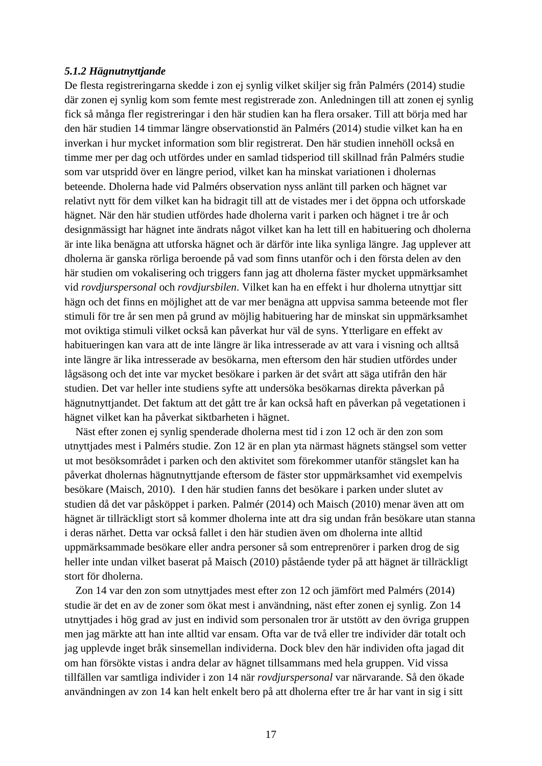### *5.1.2 Hägnutnyttjande*

De flesta registreringarna skedde i zon ej synlig vilket skiljer sig från Palmérs (2014) studie där zonen ej synlig kom som femte mest registrerade zon. Anledningen till att zonen ej synlig fick så många fler registreringar i den här studien kan ha flera orsaker. Till att börja med har den här studien 14 timmar längre observationstid än Palmérs (2014) studie vilket kan ha en inverkan i hur mycket information som blir registrerat. Den här studien innehöll också en timme mer per dag och utfördes under en samlad tidsperiod till skillnad från Palmérs studie som var utspridd över en längre period, vilket kan ha minskat variationen i dholernas beteende. Dholerna hade vid Palmérs observation nyss anlänt till parken och hägnet var relativt nytt för dem vilket kan ha bidragit till att de vistades mer i det öppna och utforskade hägnet. När den här studien utfördes hade dholerna varit i parken och hägnet i tre år och designmässigt har hägnet inte ändrats något vilket kan ha lett till en habituering och dholerna är inte lika benägna att utforska hägnet och är därför inte lika synliga längre. Jag upplever att dholerna är ganska rörliga beroende på vad som finns utanför och i den första delen av den här studien om vokalisering och triggers fann jag att dholerna fäster mycket uppmärksamhet vid *rovdjurspersonal* och *rovdjursbilen*. Vilket kan ha en effekt i hur dholerna utnyttjar sitt hägn och det finns en möjlighet att de var mer benägna att uppvisa samma beteende mot fler stimuli för tre år sen men på grund av möjlig habituering har de minskat sin uppmärksamhet mot oviktiga stimuli vilket också kan påverkat hur väl de syns. Ytterligare en effekt av habitueringen kan vara att de inte längre är lika intresserade av att vara i visning och alltså inte längre är lika intresserade av besökarna, men eftersom den här studien utfördes under lågsäsong och det inte var mycket besökare i parken är det svårt att säga utifrån den här studien. Det var heller inte studiens syfte att undersöka besökarnas direkta påverkan på hägnutnyttjandet. Det faktum att det gått tre år kan också haft en påverkan på vegetationen i hägnet vilket kan ha påverkat siktbarheten i hägnet.

Näst efter zonen ej synlig spenderade dholerna mest tid i zon 12 och är den zon som utnyttjades mest i Palmérs studie. Zon 12 är en plan yta närmast hägnets stängsel som vetter ut mot besöksområdet i parken och den aktivitet som förekommer utanför stängslet kan ha påverkat dholernas hägnutnyttjande eftersom de fäster stor uppmärksamhet vid exempelvis besökare (Maisch, 2010). I den här studien fanns det besökare i parken under slutet av studien då det var påsköppet i parken. Palmér (2014) och Maisch (2010) menar även att om hägnet är tillräckligt stort så kommer dholerna inte att dra sig undan från besökare utan stanna i deras närhet. Detta var också fallet i den här studien även om dholerna inte alltid uppmärksammade besökare eller andra personer så som entreprenörer i parken drog de sig heller inte undan vilket baserat på Maisch (2010) påstående tyder på att hägnet är tillräckligt stort för dholerna.

Zon 14 var den zon som utnyttjades mest efter zon 12 och jämfört med Palmérs (2014) studie är det en av de zoner som ökat mest i användning, näst efter zonen ej synlig. Zon 14 utnyttjades i hög grad av just en individ som personalen tror är utstött av den övriga gruppen men jag märkte att han inte alltid var ensam. Ofta var de två eller tre individer där totalt och jag upplevde inget bråk sinsemellan individerna. Dock blev den här individen ofta jagad dit om han försökte vistas i andra delar av hägnet tillsammans med hela gruppen. Vid vissa tillfällen var samtliga individer i zon 14 när *rovdjurspersonal* var närvarande. Så den ökade användningen av zon 14 kan helt enkelt bero på att dholerna efter tre år har vant in sig i sitt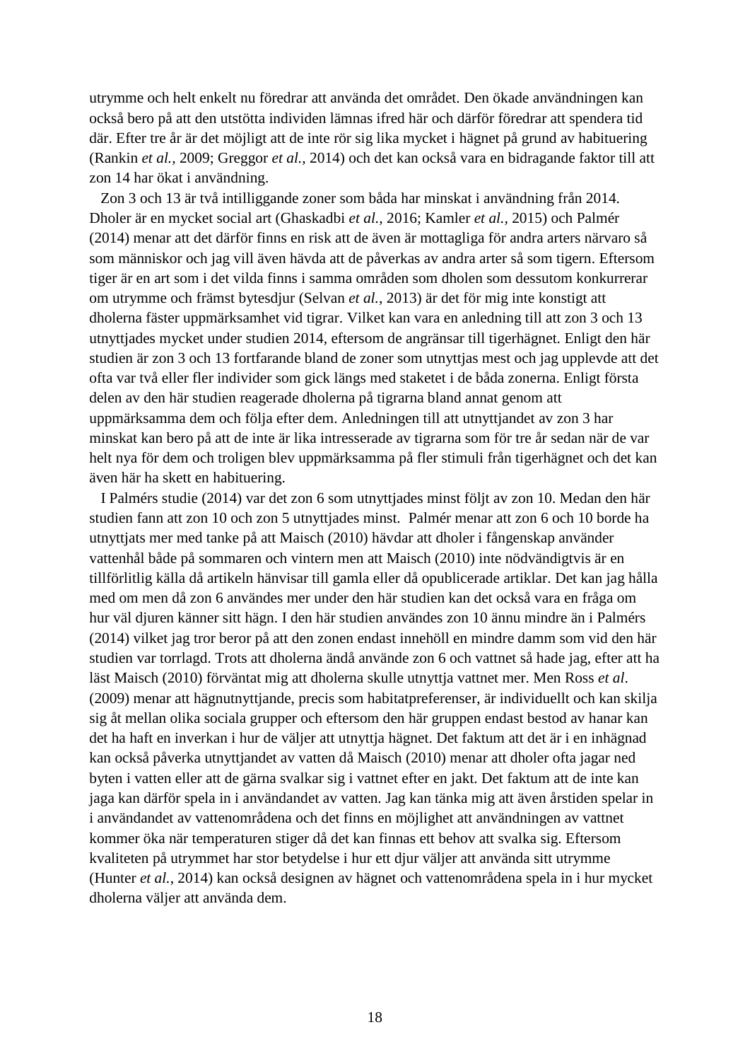utrymme och helt enkelt nu föredrar att använda det området. Den ökade användningen kan också bero på att den utstötta individen lämnas ifred här och därför föredrar att spendera tid där. Efter tre år är det möjligt att de inte rör sig lika mycket i hägnet på grund av habituering (Rankin *et al.,* 2009; Greggor *et al.,* 2014) och det kan också vara en bidragande faktor till att zon 14 har ökat i användning.

Zon 3 och 13 är två intilliggande zoner som båda har minskat i användning från 2014. Dholer är en mycket social art (Ghaskadbi *et al.*, 2016; Kamler *et al.*, 2015) och Palmér (2014) menar att det därför finns en risk att de även är mottagliga för andra arters närvaro så som människor och jag vill även hävda att de påverkas av andra arter så som tigern. Eftersom tiger är en art som i det vilda finns i samma områden som dholen som dessutom konkurrerar om utrymme och främst bytesdjur (Selvan *et al.*, 2013) är det för mig inte konstigt att dholerna fäster uppmärksamhet vid tigrar. Vilket kan vara en anledning till att zon 3 och 13 utnyttjades mycket under studien 2014, eftersom de angränsar till tigerhägnet. Enligt den här studien är zon 3 och 13 fortfarande bland de zoner som utnyttjas mest och jag upplevde att det ofta var två eller fler individer som gick längs med staketet i de båda zonerna. Enligt första delen av den här studien reagerade dholerna på tigrarna bland annat genom att uppmärksamma dem och följa efter dem. Anledningen till att utnyttjandet av zon 3 har minskat kan bero på att de inte är lika intresserade av tigrarna som för tre år sedan när de var helt nya för dem och troligen blev uppmärksamma på fler stimuli från tigerhägnet och det kan även här ha skett en habituering.

I Palmérs studie (2014) var det zon 6 som utnyttjades minst följt av zon 10. Medan den här studien fann att zon 10 och zon 5 utnyttjades minst. Palmér menar att zon 6 och 10 borde ha utnyttjats mer med tanke på att Maisch (2010) hävdar att dholer i fångenskap använder vattenhål både på sommaren och vintern men att Maisch (2010) inte nödvändigtvis är en tillförlitlig källa då artikeln hänvisar till gamla eller då opublicerade artiklar. Det kan jag hålla med om men då zon 6 användes mer under den här studien kan det också vara en fråga om hur väl djuren känner sitt hägn. I den här studien användes zon 10 ännu mindre än i Palmérs (2014) vilket jag tror beror på att den zonen endast innehöll en mindre damm som vid den här studien var torrlagd. Trots att dholerna ändå använde zon 6 och vattnet så hade jag, efter att ha läst Maisch (2010) förväntat mig att dholerna skulle utnyttja vattnet mer. Men Ross *et al.* (2009) menar att hägnutnyttjande, precis som habitatpreferenser, är individuellt och kan skilja sig åt mellan olika sociala grupper och eftersom den här gruppen endast bestod av hanar kan det ha haft en inverkan i hur de väljer att utnyttja hägnet. Det faktum att det är i en inhägnad kan också påverka utnyttjandet av vatten då Maisch (2010) menar att dholer ofta jagar ned byten i vatten eller att de gärna svalkar sig i vattnet efter en jakt. Det faktum att de inte kan jaga kan därför spela in i användandet av vatten. Jag kan tänka mig att även årstiden spelar in i användandet av vattenområdena och det finns en möjlighet att användningen av vattnet kommer öka när temperaturen stiger då det kan finnas ett behov att svalka sig. Eftersom kvaliteten på utrymmet har stor betydelse i hur ett djur väljer att använda sitt utrymme (Hunter *et al.*, 2014) kan också designen av hägnet och vattenområdena spela in i hur mycket dholerna väljer att använda dem.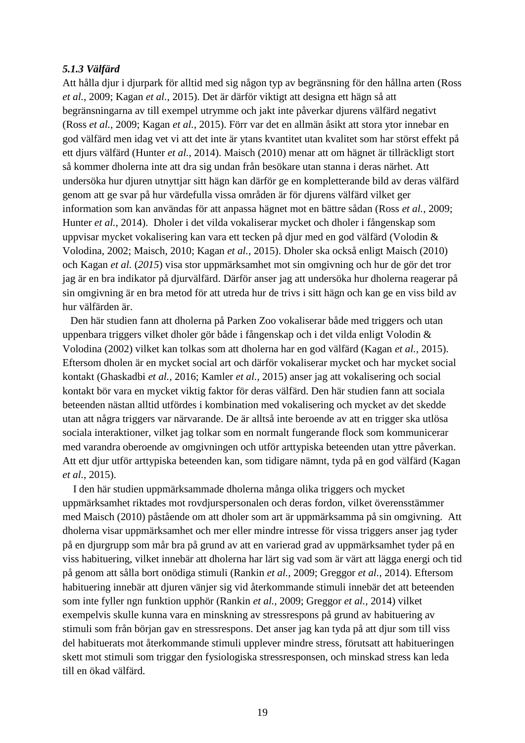#### *5.1.3 Välfärd*

Att hålla djur i djurpark för alltid med sig någon typ av begränsning för den hållna arten (Ross *et al.*, 2009; Kagan *et al.*, 2015). Det är därför viktigt att designa ett hägn så att begränsningarna av till exempel utrymme och jakt inte påverkar djurens välfärd negativt (Ross *et al.*, 2009; Kagan *et al.*, 2015). Förr var det en allmän åsikt att stora ytor innebar en god välfärd men idag vet vi att det inte är ytans kvantitet utan kvalitet som har störst effekt på ett djurs välfärd (Hunter *et al.*, 2014). Maisch (2010) menar att om hägnet är tillräckligt stort så kommer dholerna inte att dra sig undan från besökare utan stanna i deras närhet. Att undersöka hur djuren utnyttjar sitt hägn kan därför ge en kompletterande bild av deras välfärd genom att ge svar på hur värdefulla vissa områden är för djurens välfärd vilket ger information som kan användas för att anpassa hägnet mot en bättre sådan (Ross *et al.*, 2009; Hunter *et al.*, 2014). Dholer i det vilda vokaliserar mycket och dholer i fångenskap som uppvisar mycket vokalisering kan vara ett tecken på djur med en god välfärd (Volodin & Volodina, 2002; Maisch, 2010; Kagan *et al.*, 2015). Dholer ska också enligt Maisch (2010) och Kagan *et al.* (*2015*) visa stor uppmärksamhet mot sin omgivning och hur de gör det tror jag är en bra indikator på djurvälfärd. Därför anser jag att undersöka hur dholerna reagerar på sin omgivning är en bra metod för att utreda hur de trivs i sitt hägn och kan ge en viss bild av hur välfärden är.

Den här studien fann att dholerna på Parken Zoo vokaliserar både med triggers och utan uppenbara triggers vilket dholer gör både i fångenskap och i det vilda enligt Volodin & Volodina (2002) vilket kan tolkas som att dholerna har en god välfärd (Kagan *et al.*, 2015). Eftersom dholen är en mycket social art och därför vokaliserar mycket och har mycket social kontakt (Ghaskadbi *et al.*, 2016; Kamler *et al.*, 2015) anser jag att vokalisering och social kontakt bör vara en mycket viktig faktor för deras välfärd. Den här studien fann att sociala beteenden nästan alltid utfördes i kombination med vokalisering och mycket av det skedde utan att några triggers var närvarande. De är alltså inte beroende av att en trigger ska utlösa sociala interaktioner, vilket jag tolkar som en normalt fungerande flock som kommunicerar med varandra oberoende av omgivningen och utför arttypiska beteenden utan yttre påverkan. Att ett djur utför arttypiska beteenden kan, som tidigare nämnt, tyda på en god välfärd (Kagan *et al.*, 2015).

I den här studien uppmärksammade dholerna många olika triggers och mycket uppmärksamhet riktades mot rovdjurspersonalen och deras fordon, vilket överensstämmer med Maisch (2010) påstående om att dholer som art är uppmärksamma på sin omgivning. Att dholerna visar uppmärksamhet och mer eller mindre intresse för vissa triggers anser jag tyder på en djurgrupp som mår bra på grund av att en varierad grad av uppmärksamhet tyder på en viss habituering, vilket innebär att dholerna har lärt sig vad som är värt att lägga energi och tid på genom att sålla bort onödiga stimuli (Rankin *et al.*, 2009; Greggor *et al.*, 2014). Eftersom habituering innebär att djuren vänjer sig vid återkommande stimuli innebär det att beteenden som inte fyller ngn funktion upphör (Rankin *et al.*, 2009; Greggor *et al.*, 2014) vilket exempelvis skulle kunna vara en minskning av stressrespons på grund av habituering av stimuli som från början gav en stressrespons. Det anser jag kan tyda på att djur som till viss del habituerats mot återkommande stimuli upplever mindre stress, förutsatt att habitueringen skett mot stimuli som triggar den fysiologiska stressresponsen, och minskad stress kan leda till en ökad välfärd.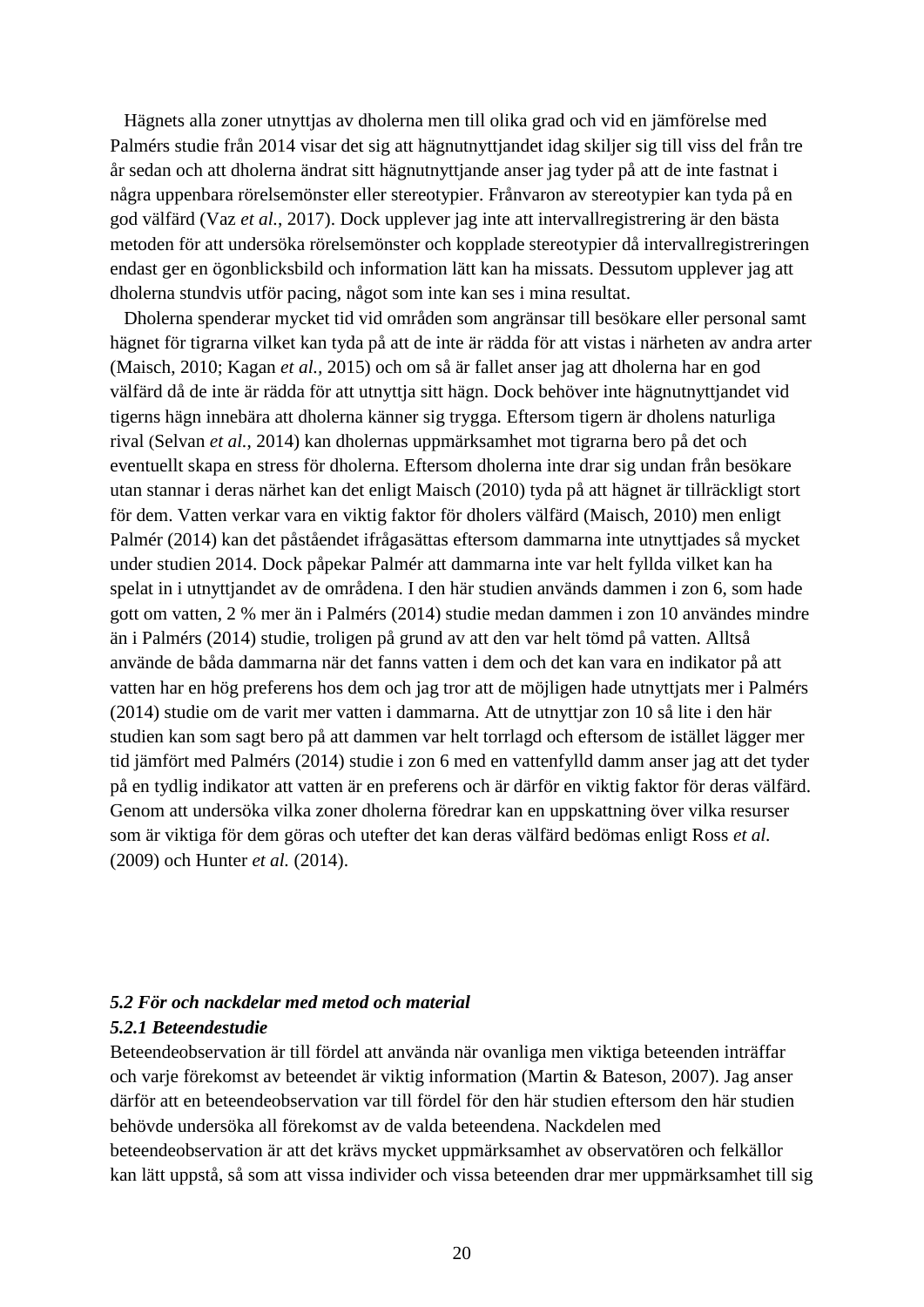Hägnets alla zoner utnyttjas av dholerna men till olika grad och vid en jämförelse med Palmérs studie från 2014 visar det sig att hägnutnyttjandet idag skiljer sig till viss del från tre år sedan och att dholerna ändrat sitt hägnutnyttjande anser jag tyder på att de inte fastnat i några uppenbara rörelsemönster eller stereotypier. Frånvaron av stereotypier kan tyda på en god välfärd (Vaz *et al.*, 2017). Dock upplever jag inte att intervallregistrering är den bästa metoden för att undersöka rörelsemönster och kopplade stereotypier då intervallregistreringen endast ger en ögonblicksbild och information lätt kan ha missats. Dessutom upplever jag att dholerna stundvis utför pacing, något som inte kan ses i mina resultat.

Dholerna spenderar mycket tid vid områden som angränsar till besökare eller personal samt hägnet för tigrarna vilket kan tyda på att de inte är rädda för att vistas i närheten av andra arter (Maisch, 2010; Kagan *et al.*, 2015) och om så är fallet anser jag att dholerna har en god välfärd då de inte är rädda för att utnyttja sitt hägn. Dock behöver inte hägnutnyttjandet vid tigerns hägn innebära att dholerna känner sig trygga. Eftersom tigern är dholens naturliga rival (Selvan *et al.*, 2014) kan dholernas uppmärksamhet mot tigrarna bero på det och eventuellt skapa en stress för dholerna. Eftersom dholerna inte drar sig undan från besökare utan stannar i deras närhet kan det enligt Maisch (2010) tyda på att hägnet är tillräckligt stort för dem. Vatten verkar vara en viktig faktor för dholers välfärd (Maisch, 2010) men enligt Palmér (2014) kan det påståendet ifrågasättas eftersom dammarna inte utnyttjades så mycket under studien 2014. Dock påpekar Palmér att dammarna inte var helt fyllda vilket kan ha spelat in i utnyttjandet av de områdena. I den här studien används dammen i zon 6, som hade gott om vatten, 2 % mer än i Palmérs (2014) studie medan dammen i zon 10 användes mindre än i Palmérs (2014) studie, troligen på grund av att den var helt tömd på vatten. Alltså använde de båda dammarna när det fanns vatten i dem och det kan vara en indikator på att vatten har en hög preferens hos dem och jag tror att de möjligen hade utnyttjats mer i Palmérs (2014) studie om de varit mer vatten i dammarna. Att de utnyttjar zon 10 så lite i den här studien kan som sagt bero på att dammen var helt torrlagd och eftersom de istället lägger mer tid jämfört med Palmérs (2014) studie i zon 6 med en vattenfylld damm anser jag att det tyder på en tydlig indikator att vatten är en preferens och är därför en viktig faktor för deras välfärd. Genom att undersöka vilka zoner dholerna föredrar kan en uppskattning över vilka resurser som är viktiga för dem göras och utefter det kan deras välfärd bedömas enligt Ross *et al.* (2009) och Hunter *et al.* (2014).

### *5.2 För och nackdelar med metod och material*

#### *5.2.1 Beteendestudie*

Beteendeobservation är till fördel att använda när ovanliga men viktiga beteenden inträffar och varje förekomst av beteendet är viktig information (Martin & Bateson, 2007). Jag anser därför att en beteendeobservation var till fördel för den här studien eftersom den här studien behövde undersöka all förekomst av de valda beteendena. Nackdelen med beteendeobservation är att det krävs mycket uppmärksamhet av observatören och felkällor kan lätt uppstå, så som att vissa individer och vissa beteenden drar mer uppmärksamhet till sig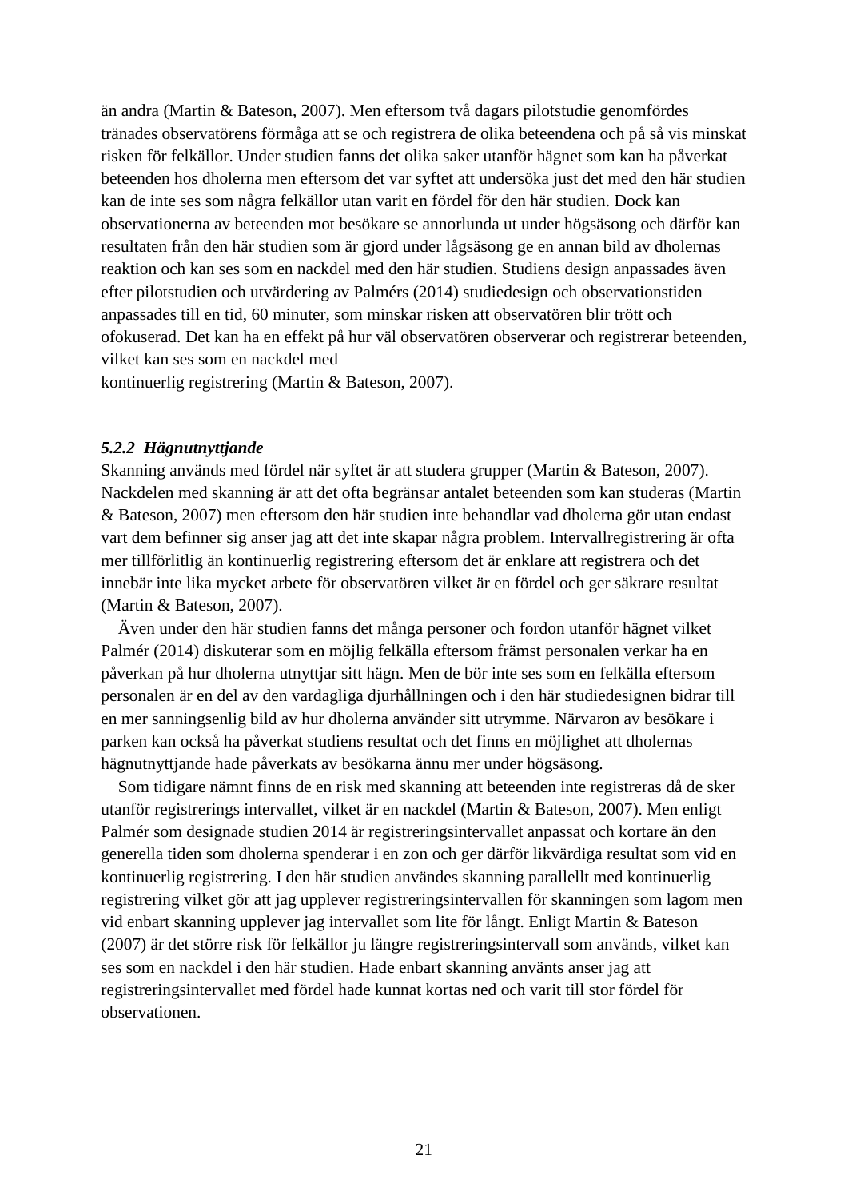än andra (Martin & Bateson, 2007). Men eftersom två dagars pilotstudie genomfördes tränades observatörens förmåga att se och registrera de olika beteendena och på så vis minskat risken för felkällor. Under studien fanns det olika saker utanför hägnet som kan ha påverkat beteenden hos dholerna men eftersom det var syftet att undersöka just det med den här studien kan de inte ses som några felkällor utan varit en fördel för den här studien. Dock kan observationerna av beteenden mot besökare se annorlunda ut under högsäsong och därför kan resultaten från den här studien som är gjord under lågsäsong ge en annan bild av dholernas reaktion och kan ses som en nackdel med den här studien. Studiens design anpassades även efter pilotstudien och utvärdering av Palmérs (2014) studiedesign och observationstiden anpassades till en tid, 60 minuter, som minskar risken att observatören blir trött och ofokuserad. Det kan ha en effekt på hur väl observatören observerar och registrerar beteenden, vilket kan ses som en nackdel med kontinuerlig registrering (Martin & Bateson, 2007).

#### *5.2.2 Hägnutnyttjande*

Skanning används med fördel när syftet är att studera grupper (Martin & Bateson, 2007). Nackdelen med skanning är att det ofta begränsar antalet beteenden som kan studeras (Martin & Bateson, 2007) men eftersom den här studien inte behandlar vad dholerna gör utan endast vart dem befinner sig anser jag att det inte skapar några problem. Intervallregistrering är ofta mer tillförlitlig än kontinuerlig registrering eftersom det är enklare att registrera och det innebär inte lika mycket arbete för observatören vilket är en fördel och ger säkrare resultat (Martin & Bateson, 2007).

Även under den här studien fanns det många personer och fordon utanför hägnet vilket Palmér (2014) diskuterar som en möjlig felkälla eftersom främst personalen verkar ha en påverkan på hur dholerna utnyttjar sitt hägn. Men de bör inte ses som en felkälla eftersom personalen är en del av den vardagliga djurhållningen och i den här studiedesignen bidrar till en mer sanningsenlig bild av hur dholerna använder sitt utrymme. Närvaron av besökare i parken kan också ha påverkat studiens resultat och det finns en möjlighet att dholernas hägnutnyttjande hade påverkats av besökarna ännu mer under högsäsong.

Som tidigare nämnt finns de en risk med skanning att beteenden inte registreras då de sker utanför registrerings intervallet, vilket är en nackdel (Martin & Bateson, 2007). Men enligt Palmér som designade studien 2014 är registreringsintervallet anpassat och kortare än den generella tiden som dholerna spenderar i en zon och ger därför likvärdiga resultat som vid en kontinuerlig registrering. I den här studien användes skanning parallellt med kontinuerlig registrering vilket gör att jag upplever registreringsintervallen för skanningen som lagom men vid enbart skanning upplever jag intervallet som lite för långt. Enligt Martin & Bateson (2007) är det större risk för felkällor ju längre registreringsintervall som används, vilket kan ses som en nackdel i den här studien. Hade enbart skanning använts anser jag att registreringsintervallet med fördel hade kunnat kortas ned och varit till stor fördel för observationen.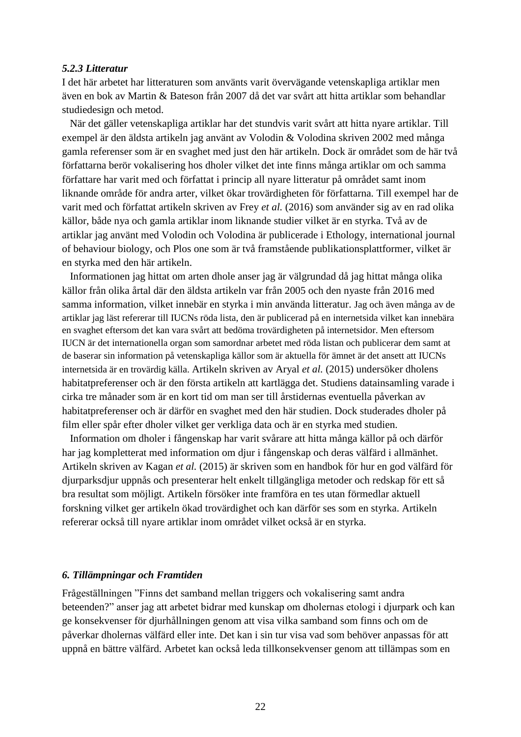### *5.2.3 Litteratur*

I det här arbetet har litteraturen som använts varit övervägande vetenskapliga artiklar men även en bok av Martin & Bateson från 2007 då det var svårt att hitta artiklar som behandlar studiedesign och metod.

När det gäller vetenskapliga artiklar har det stundvis varit svårt att hitta nyare artiklar. Till exempel är den äldsta artikeln jag använt av Volodin & Volodina skriven 2002 med många gamla referenser som är en svaghet med just den här artikeln. Dock är området som de här två författarna berör vokalisering hos dholer vilket det inte finns många artiklar om och samma författare har varit med och författat i princip all nyare litteratur på området samt inom liknande område för andra arter, vilket ökar trovärdigheten för författarna. Till exempel har de varit med och författat artikeln skriven av Frey *et al.* (2016) som använder sig av en rad olika källor, både nya och gamla artiklar inom liknande studier vilket är en styrka. Två av de artiklar jag använt med Volodin och Volodina är publicerade i Ethology, international journal of behaviour biology, och Plos one som är två framstående publikationsplattformer, vilket är en styrka med den här artikeln.

Informationen jag hittat om arten dhole anser jag är välgrundad då jag hittat många olika källor från olika årtal där den äldsta artikeln var från 2005 och den nyaste från 2016 med samma information, vilket innebär en styrka i min använda litteratur. Jag och även många av de artiklar jag läst refererar till IUCNs röda lista, den är publicerad på en internetsida vilket kan innebära en svaghet eftersom det kan vara svårt att bedöma trovärdigheten på internetsidor. Men eftersom IUCN är det internationella organ som samordnar arbetet med röda listan och publicerar dem samt at de baserar sin information på vetenskapliga källor som är aktuella för ämnet är det ansett att IUCNs internetsida är en trovärdig källa. Artikeln skriven av Aryal *et al.* (2015) undersöker dholens habitatpreferenser och är den första artikeln att kartlägga det. Studiens datainsamling varade i cirka tre månader som är en kort tid om man ser till årstidernas eventuella påverkan av habitatpreferenser och är därför en svaghet med den här studien. Dock studerades dholer på film eller spår efter dholer vilket ger verkliga data och är en styrka med studien.

Information om dholer i fångenskap har varit svårare att hitta många källor på och därför har jag kompletterat med information om djur i fångenskap och deras välfärd i allmänhet. Artikeln skriven av Kagan *et al.* (2015) är skriven som en handbok för hur en god välfärd för djurparksdjur uppnås och presenterar helt enkelt tillgängliga metoder och redskap för ett så bra resultat som möjligt. Artikeln försöker inte framföra en tes utan förmedlar aktuell forskning vilket ger artikeln ökad trovärdighet och kan därför ses som en styrka. Artikeln refererar också till nyare artiklar inom området vilket också är en styrka.

## *6. Tillämpningar och Framtiden*

Frågeställningen ”Finns det samband mellan triggers och vokalisering samt andra beteenden?” anser jag att arbetet bidrar med kunskap om dholernas etologi i djurpark och kan ge konsekvenser för djurhållningen genom att visa vilka samband som finns och om de påverkar dholernas välfärd eller inte. Det kan i sin tur visa vad som behöver anpassas för att uppnå en bättre välfärd. Arbetet kan också leda tillkonsekvenser genom att tillämpas som en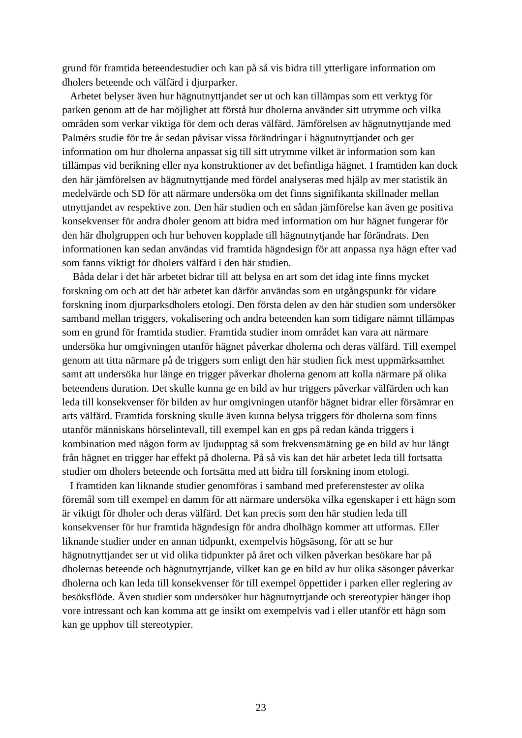grund för framtida beteendestudier och kan på så vis bidra till ytterligare information om dholers beteende och välfärd i djurparker.

Arbetet belyser även hur hägnutnyttjandet ser ut och kan tillämpas som ett verktyg för parken genom att de har möjlighet att förstå hur dholerna använder sitt utrymme och vilka områden som verkar viktiga för dem och deras välfärd. Jämförelsen av hägnutnyttjande med Palmérs studie för tre år sedan påvisar vissa förändringar i hägnutnyttjandet och ger information om hur dholerna anpassat sig till sitt utrymme vilket är information som kan tillämpas vid berikning eller nya konstruktioner av det befintliga hägnet. I framtiden kan dock den här jämförelsen av hägnutnyttjande med fördel analyseras med hjälp av mer statistik än medelvärde och SD för att närmare undersöka om det finns signifikanta skillnader mellan utnyttjandet av respektive zon. Den här studien och en sådan jämförelse kan även ge positiva konsekvenser för andra dholer genom att bidra med information om hur hägnet fungerar för den här dholgruppen och hur behoven kopplade till hägnutnytjande har förändrats. Den informationen kan sedan användas vid framtida hägndesign för att anpassa nya hägn efter vad som fanns viktigt för dholers välfärd i den här studien.

Båda delar i det här arbetet bidrar till att belysa en art som det idag inte finns mycket forskning om och att det här arbetet kan därför användas som en utgångspunkt för vidare forskning inom djurparksdholers etologi. Den första delen av den här studien som undersöker samband mellan triggers, vokalisering och andra beteenden kan som tidigare nämnt tillämpas som en grund för framtida studier. Framtida studier inom området kan vara att närmare undersöka hur omgivningen utanför hägnet påverkar dholerna och deras välfärd. Till exempel genom att titta närmare på de triggers som enligt den här studien fick mest uppmärksamhet samt att undersöka hur länge en trigger påverkar dholerna genom att kolla närmare på olika beteendens duration. Det skulle kunna ge en bild av hur triggers påverkar välfärden och kan leda till konsekvenser för bilden av hur omgivningen utanför hägnet bidrar eller försämrar en arts välfärd. Framtida forskning skulle även kunna belysa triggers för dholerna som finns utanför människans hörselintevall, till exempel kan en gps på redan kända triggers i kombination med någon form av ljudupptag så som frekvensmätning ge en bild av hur långt från hägnet en trigger har effekt på dholerna. På så vis kan det här arbetet leda till fortsatta studier om dholers beteende och fortsätta med att bidra till forskning inom etologi.

I framtiden kan liknande studier genomföras i samband med preferenstester av olika föremål som till exempel en damm för att närmare undersöka vilka egenskaper i ett hägn som är viktigt för dholer och deras välfärd. Det kan precis som den här studien leda till konsekvenser för hur framtida hägndesign för andra dholhägn kommer att utformas. Eller liknande studier under en annan tidpunkt, exempelvis högsäsong, för att se hur hägnutnyttjandet ser ut vid olika tidpunkter på året och vilken påverkan besökare har på dholernas beteende och hägnutnyttjande, vilket kan ge en bild av hur olika säsonger påverkar dholerna och kan leda till konsekvenser för till exempel öppettider i parken eller reglering av besöksflöde. Även studier som undersöker hur hägnutnyttjande och stereotypier hänger ihop vore intressant och kan komma att ge insikt om exempelvis vad i eller utanför ett hägn som kan ge upphov till stereotypier.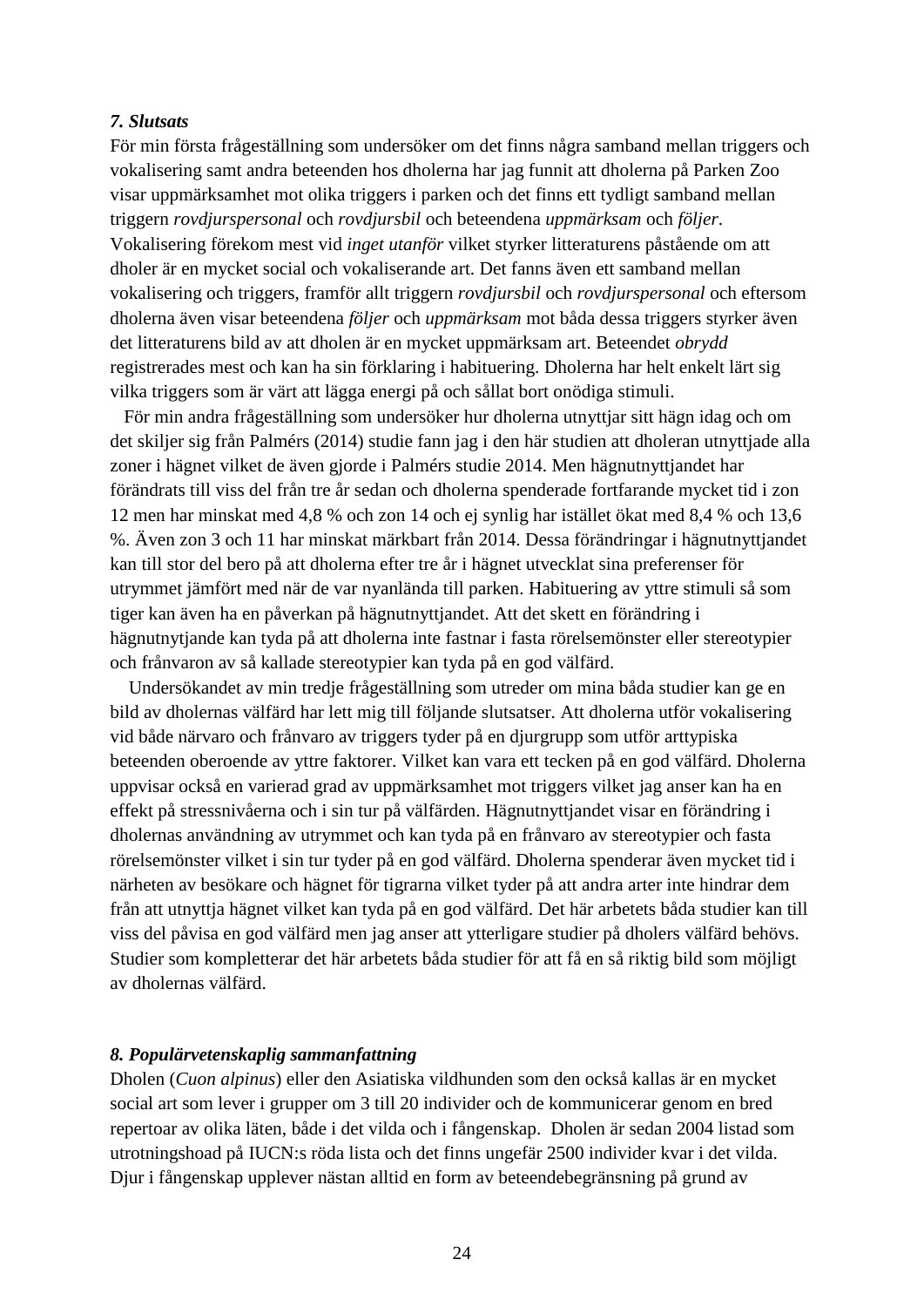### *7. Slutsats*

För min första frågeställning som undersöker om det finns några samband mellan triggers och vokalisering samt andra beteenden hos dholerna har jag funnit att dholerna på Parken Zoo visar uppmärksamhet mot olika triggers i parken och det finns ett tydligt samband mellan triggern *rovdjurspersonal* och *rovdjursbil* och beteendena *uppmärksam* och *följer*. Vokalisering förekom mest vid *inget utanför* vilket styrker litteraturens påstående om att dholer är en mycket social och vokaliserande art. Det fanns även ett samband mellan vokalisering och triggers, framför allt triggern *rovdjursbil* och *rovdjurspersonal* och eftersom dholerna även visar beteendena *följer* och *uppmärksam* mot båda dessa triggers styrker även det litteraturens bild av att dholen är en mycket uppmärksam art. Beteendet *obrydd* registrerades mest och kan ha sin förklaring i habituering. Dholerna har helt enkelt lärt sig vilka triggers som är värt att lägga energi på och sållat bort onödiga stimuli.

För min andra frågeställning som undersöker hur dholerna utnyttjar sitt hägn idag och om det skiljer sig från Palmérs (2014) studie fann jag i den här studien att dholeran utnyttjade alla zoner i hägnet vilket de även gjorde i Palmérs studie 2014. Men hägnutnyttjandet har förändrats till viss del från tre år sedan och dholerna spenderade fortfarande mycket tid i zon 12 men har minskat med 4,8 % och zon 14 och ej synlig har istället ökat med 8,4 % och 13,6 %. Även zon 3 och 11 har minskat märkbart från 2014. Dessa förändringar i hägnutnyttjandet kan till stor del bero på att dholerna efter tre år i hägnet utvecklat sina preferenser för utrymmet jämfört med när de var nyanlända till parken. Habituering av yttre stimuli så som tiger kan även ha en påverkan på hägnutnyttjandet. Att det skett en förändring i hägnutnytjande kan tyda på att dholerna inte fastnar i fasta rörelsemönster eller stereotypier och frånvaron av så kallade stereotypier kan tyda på en god välfärd.

Undersökandet av min tredje frågeställning som utreder om mina båda studier kan ge en bild av dholernas välfärd har lett mig till följande slutsatser. Att dholerna utför vokalisering vid både närvaro och frånvaro av triggers tyder på en djurgrupp som utför arttypiska beteenden oberoende av yttre faktorer. Vilket kan vara ett tecken på en god välfärd. Dholerna uppvisar också en varierad grad av uppmärksamhet mot triggers vilket jag anser kan ha en effekt på stressnivåerna och i sin tur på välfärden. Hägnutnyttjandet visar en förändring i dholernas användning av utrymmet och kan tyda på en frånvaro av stereotypier och fasta rörelsemönster vilket i sin tur tyder på en god välfärd. Dholerna spenderar även mycket tid i närheten av besökare och hägnet för tigrarna vilket tyder på att andra arter inte hindrar dem från att utnyttja hägnet vilket kan tyda på en god välfärd. Det här arbetets båda studier kan till viss del påvisa en god välfärd men jag anser att ytterligare studier på dholers välfärd behövs. Studier som kompletterar det här arbetets båda studier för att få en så riktig bild som möjligt av dholernas välfärd.

### *8. Populärvetenskaplig sammanfattning*

Dholen (*Cuon alpinus*) eller den Asiatiska vildhunden som den också kallas är en mycket social art som lever i grupper om 3 till 20 individer och de kommunicerar genom en bred repertoar av olika läten, både i det vilda och i fångenskap. Dholen är sedan 2004 listad som utrotningshoad på IUCN:s röda lista och det finns ungefär 2500 individer kvar i det vilda. Djur i fångenskap upplever nästan alltid en form av beteendebegränsning på grund av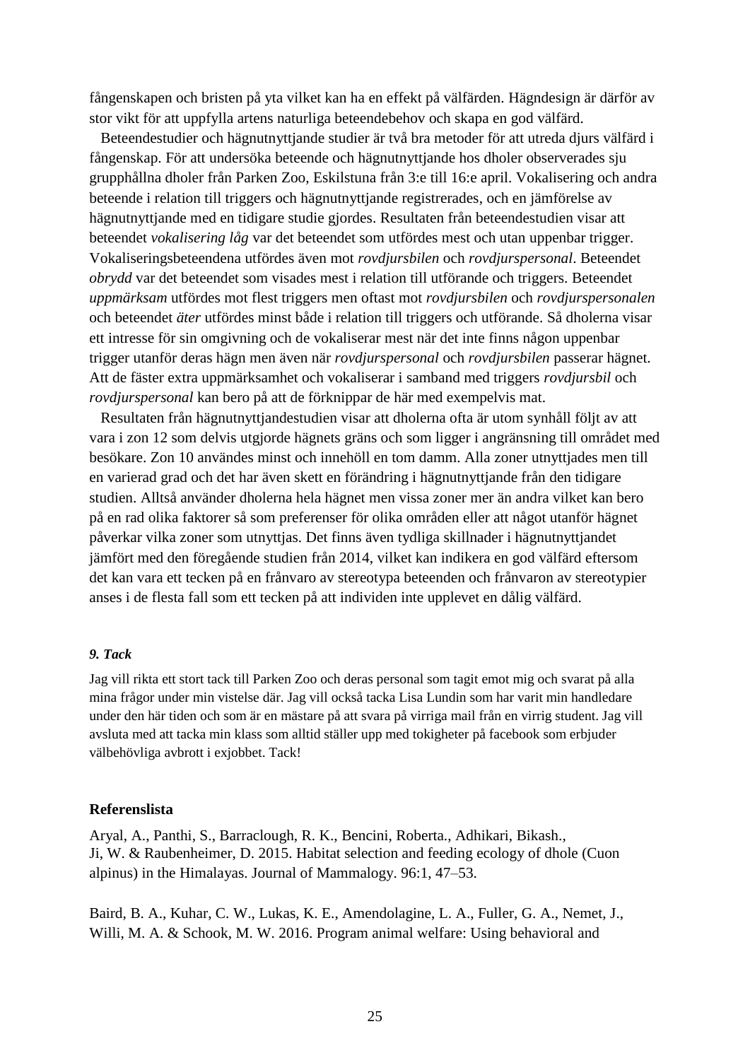fångenskapen och bristen på yta vilket kan ha en effekt på välfärden. Hägndesign är därför av stor vikt för att uppfylla artens naturliga beteendebehov och skapa en god välfärd.

Beteendestudier och hägnutnyttjande studier är två bra metoder för att utreda djurs välfärd i fångenskap. För att undersöka beteende och hägnutnyttjande hos dholer observerades sju grupphållna dholer från Parken Zoo, Eskilstuna från 3:e till 16:e april. Vokalisering och andra beteende i relation till triggers och hägnutnyttjande registrerades, och en jämförelse av hägnutnyttjande med en tidigare studie gjordes. Resultaten från beteendestudien visar att beteendet *vokalisering låg* var det beteendet som utfördes mest och utan uppenbar trigger. Vokaliseringsbeteendena utfördes även mot *rovdjursbilen* och *rovdjurspersonal*. Beteendet *obrydd* var det beteendet som visades mest i relation till utförande och triggers. Beteendet *uppmärksam* utfördes mot flest triggers men oftast mot *rovdjursbilen* och *rovdjurspersonalen* och beteendet *äter* utfördes minst både i relation till triggers och utförande. Så dholerna visar ett intresse för sin omgivning och de vokaliserar mest när det inte finns någon uppenbar trigger utanför deras hägn men även när *rovdjurspersonal* och *rovdjursbilen* passerar hägnet. Att de fäster extra uppmärksamhet och vokaliserar i samband med triggers *rovdjursbil* och *rovdjurspersonal* kan bero på att de förknippar de här med exempelvis mat.

Resultaten från hägnutnyttjandestudien visar att dholerna ofta är utom synhåll följt av att vara i zon 12 som delvis utgjorde hägnets gräns och som ligger i angränsning till området med besökare. Zon 10 användes minst och innehöll en tom damm. Alla zoner utnyttjades men till en varierad grad och det har även skett en förändring i hägnutnyttjande från den tidigare studien. Alltså använder dholerna hela hägnet men vissa zoner mer än andra vilket kan bero på en rad olika faktorer så som preferenser för olika områden eller att något utanför hägnet påverkar vilka zoner som utnyttjas. Det finns även tydliga skillnader i hägnutnyttjandet jämfört med den föregående studien från 2014, vilket kan indikera en god välfärd eftersom det kan vara ett tecken på en frånvaro av stereotypa beteenden och frånvaron av stereotypier anses i de flesta fall som ett tecken på att individen inte upplevet en dålig välfärd.

### *9. Tack*

Jag vill rikta ett stort tack till Parken Zoo och deras personal som tagit emot mig och svarat på alla mina frågor under min vistelse där. Jag vill också tacka Lisa Lundin som har varit min handledare under den här tiden och som är en mästare på att svara på virriga mail från en virrig student. Jag vill avsluta med att tacka min klass som alltid ställer upp med tokigheter på facebook som erbjuder välbehövliga avbrott i exjobbet. Tack!

## Referenslista

Aryal, A., Panthi, S., Barraclough, R. K., Bencini, Roberta., Adhikari, Bikash., Ji, W. & Raubenheimer, D. 2015. Habitat selection and feeding ecology of dhole (Cuon alpinus) in the Himalayas. Journal of Mammalogy. 96:1, 47–53.

Baird, B. A., Kuhar, C. W., Lukas, K. E., Amendolagine, L. A., Fuller, G. A., Nemet, J., Willi, M. A. & Schook, M. W. 2016. Program animal welfare: Using behavioral and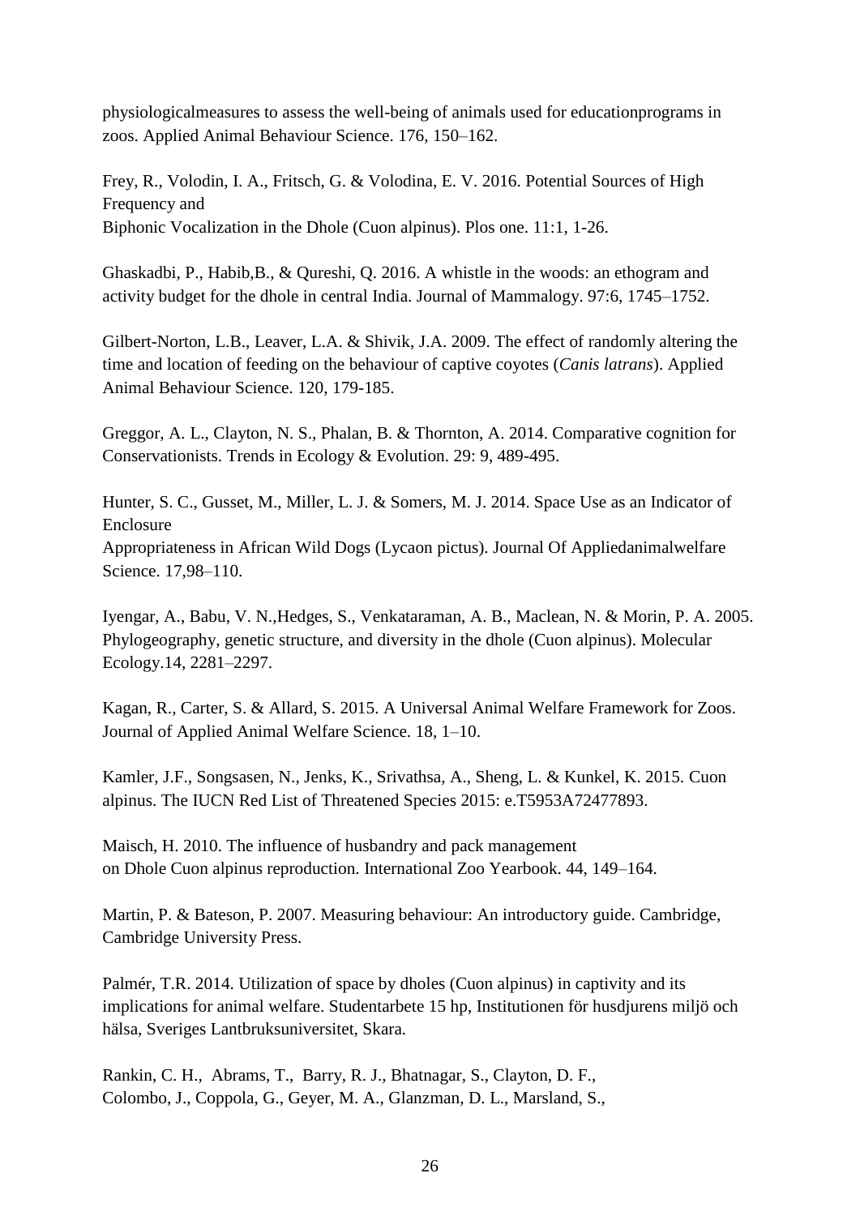physiologicalmeasures to assess the well-being of animals used for educationprograms in zoos. Applied Animal Behaviour Science. 176, 150–162.

Frey, R., Volodin, I. A., Fritsch, G. & Volodina, E. V. 2016. Potential Sources of High Frequency and
Biphonic Vocalization in the Dhole (Cuon alpinus). Plos one. 11:1, 1-26.

Ghaskadbi, P., Habib,B., & Qureshi, Q. 2016. A whistle in the woods: an ethogram and activity budget for the dhole in central India. Journal of Mammalogy. 97:6, 1745–1752.

Gilbert-Norton, L.B., Leaver, L.A. & Shivik, J.A. 2009. The effect of randomly altering the time and location of feeding on the behaviour of captive coyotes (*Canis latrans*). Applied Animal Behaviour Science. 120, 179-185.

Greggor, A. L., Clayton, N. S., Phalan, B. & Thornton, A. 2014. Comparative cognition for Conservationists. Trends in Ecology & Evolution. 29: 9, 489-495.

Hunter, S. C., Gusset, M., Miller, L. J. & Somers, M. J. 2014. Space Use as an Indicator of Enclosure
Appropriateness in African Wild Dogs (Lycaon pictus). Journal Of Appliedanimalwelfare Science. 17,98–110.

Iyengar, A., Babu, V. N.,Hedges, S., Venkataraman, A. B., Maclean, N. & Morin, P. A. 2005. Phylogeography, genetic structure, and diversity in the dhole (Cuon alpinus). Molecular Ecology.14, 2281–2297.

Kagan, R., Carter, S. & Allard, S. 2015. A Universal Animal Welfare Framework for Zoos. Journal of Applied Animal Welfare Science. 18, 1–10.

Kamler, J.F., Songsasen, N., Jenks, K., Srivathsa, A., Sheng, L. & Kunkel, K. 2015. Cuon alpinus. The IUCN Red List of Threatened Species 2015: e.T5953A72477893.

Maisch, H. 2010. The influence of husbandry and pack management
on Dhole Cuon alpinus reproduction. International Zoo Yearbook. 44, 149–164.

Martin, P. & Bateson, P. 2007. Measuring behaviour: An introductory guide. Cambridge, Cambridge University Press.

Palmér, T.R. 2014. Utilization of space by dholes (Cuon alpinus) in captivity and its implications for animal welfare. Studentarbete 15 hp, Institutionen för husdjurens miljö och hälsa, Sveriges Lantbruksuniversitet, Skara.

Rankin, C. H., Abrams, T., Barry, R. J., Bhatnagar, S., Clayton, D. F.,
Colombo, J., Coppola, G., Geyer, M. A., Glanzman, D. L., Marsland, S.,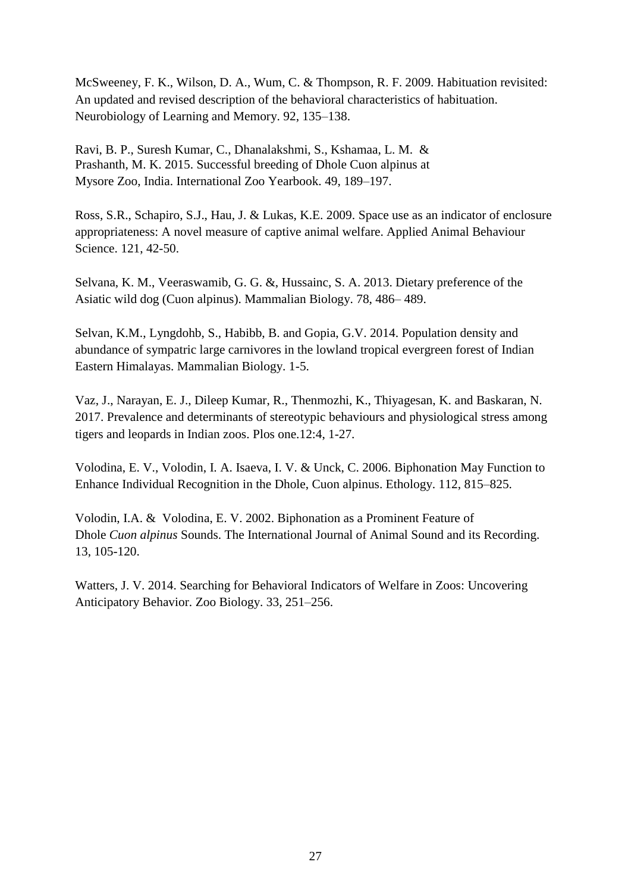McSweeney, F. K., Wilson, D. A., Wum, C. & Thompson, R. F. 2009. Habituation revisited: An updated and revised description of the behavioral characteristics of habituation. Neurobiology of Learning and Memory. 92, 135–138.

Ravi, B. P., Suresh Kumar, C., Dhanalakshmi, S., Kshamaa, L. M. & Prashanth, M. K. 2015. Successful breeding of Dhole Cuon alpinus at Mysore Zoo, India. International Zoo Yearbook. 49, 189–197.

Ross, S.R., Schapiro, S.J., Hau, J. & Lukas, K.E. 2009. Space use as an indicator of enclosure appropriateness: A novel measure of captive animal welfare. Applied Animal Behaviour Science. 121, 42-50.

Selvana, K. M., Veeraswamib, G. G. &, Hussainc, S. A. 2013. Dietary preference of the Asiatic wild dog (Cuon alpinus). Mammalian Biology. 78, 486– 489.

Selvan, K.M., Lyngdohb, S., Habibb, B. and Gopia, G.V. 2014. Population density and abundance of sympatric large carnivores in the lowland tropical evergreen forest of Indian Eastern Himalayas. Mammalian Biology. 1-5.

Vaz, J., Narayan, E. J., Dileep Kumar, R., Thenmozhi, K., Thiyagesan, K. and Baskaran, N. 2017. Prevalence and determinants of stereotypic behaviours and physiological stress among tigers and leopards in Indian zoos. Plos one.12:4, 1-27.

Volodina, E. V., Volodin, I. A. Isaeva, I. V. & Unck, C. 2006. Biphonation May Function to Enhance Individual Recognition in the Dhole, Cuon alpinus. Ethology. 112, 815–825.

Volodin, I.A. & Volodina, E. V. 2002. Biphonation as a Prominent Feature of Dhole *Cuon alpinus* Sounds. The International Journal of Animal Sound and its Recording. 13, 105-120.

Watters, J. V. 2014. Searching for Behavioral Indicators of Welfare in Zoos: Uncovering Anticipatory Behavior. Zoo Biology. 33, 251–256.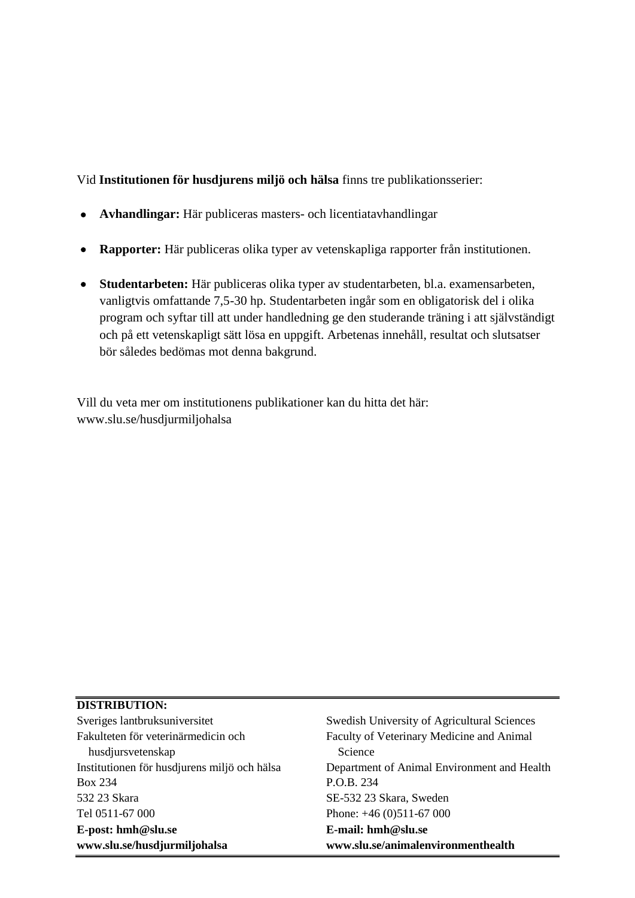Vid **Institutionen för husdjurens miljö och hälsa** finns tre publikationsserier:

- **Avhandlingar:** Här publiceras masters- och licentiatavhandlingar
- **Rapporter:** Här publiceras olika typer av vetenskapliga rapporter från institutionen.
- **Studentarbeten:** Här publiceras olika typer av studentarbeten, bl.a. examensarbeten, vanligtvis omfattande 7,5-30 hp. Studentarbeten ingår som en obligatorisk del i olika program och syftar till att under handledning ge den studerande träning i att självständigt och på ett vetenskapligt sätt lösa en uppgift. Arbetenas innehåll, resultat och slutsatser bör således bedömas mot denna bakgrund.

Vill du veta mer om institutionens publikationer kan du hitta det här:
www.slu.se/husdjurmiljohalsa

**DISTRIBUTION:**

| | |
|---|---|
| Sveriges lantbruksuniversitet | Swedish University of Agricultural Sciences |
| Fakulteten för veterinärmedicin och husdjursvetenskap | Faculty of Veterinary Medicine and Animal Science |
| Institutionen för husdjurens miljö och hälsa | Department of Animal Environment and Health |
| Box 234 | P.O.B. 234 |
| 532 23 Skara | SE-532 23 Skara, Sweden |
| Tel 0511-67 000 | Phone: +46 (0)511-67 000 |
| **E-post: hmh@slu.se** | **E-mail: hmh@slu.se** |
| **www.slu.se/husdjurmiljohalsa** | **www.slu.se/animalenvironmenthealth** |